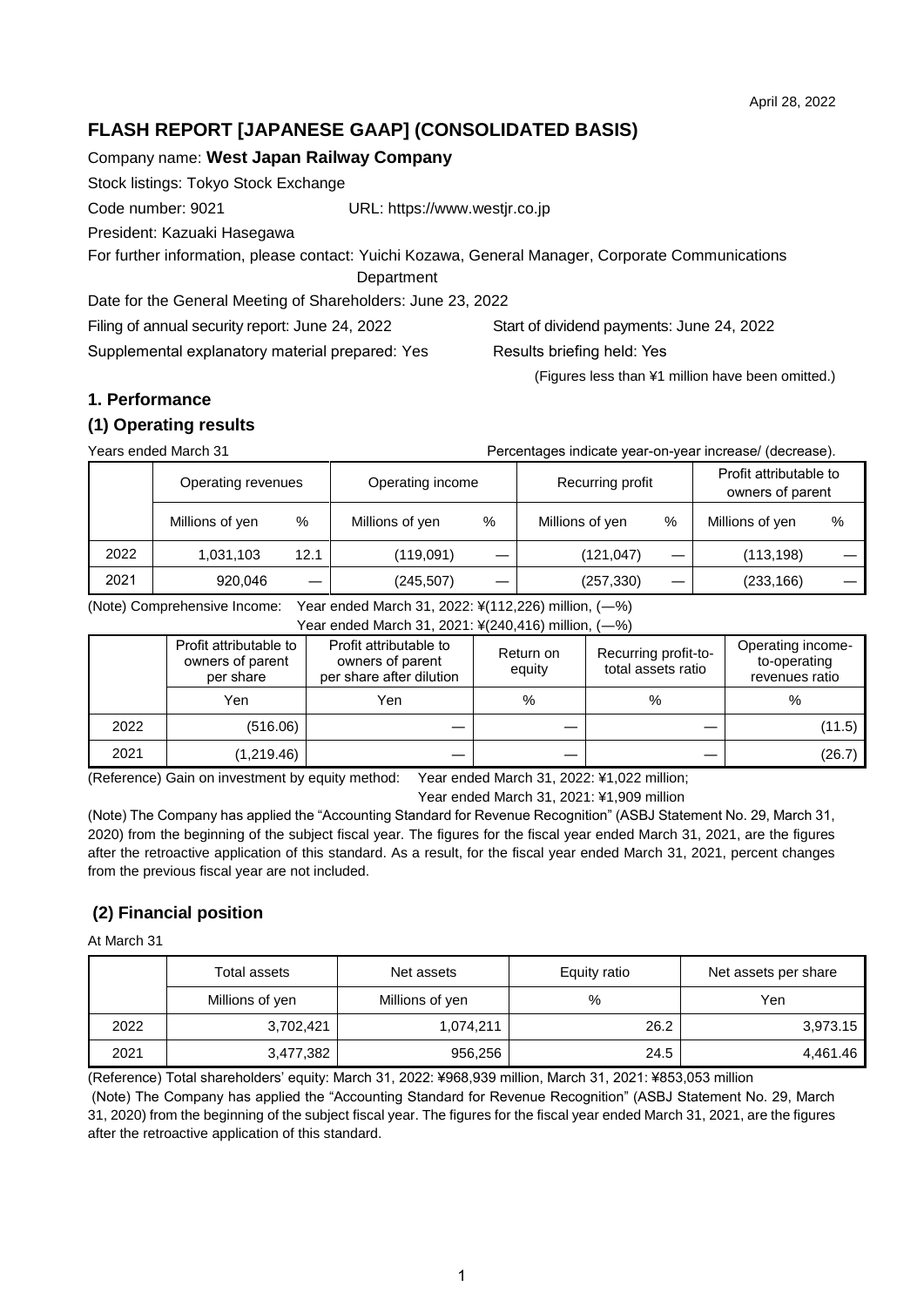April 28, 2022

# FLASH REPORT [JAPANESE GAAP] (CONSOLIDATED BASIS)

Company name: **West Japan Railway Company**

Stock listings: Tokyo Stock Exchange

Code number: 9021 URL: https://www.westjr.co.jp

President: Kazuaki Hasegawa

For further information, please contact: Yuichi Kozawa, General Manager, Corporate Communications Department

Date for the General Meeting of Shareholders: June 23, 2022

Filing of annual security report: June 24, 2022 Start of dividend payments: June 24, 2022

Supplemental explanatory material prepared: Yes Results briefing held: Yes

(Figures less than ¥1 million have been omitted.)

## 1. Performance

### (1) Operating results

Years ended March 31 Percentages indicate year-on-year increase/ (decrease).

| | Operating revenues | | Operating income | | Recurring profit | | Profit attributable to owners of parent | |
|---|---|---|---|---|---|---|---|---|
| | Millions of yen | % | Millions of yen | % | Millions of yen | % | Millions of yen | % |
| 2022 | 1,031,103 | 12.1 | (119,091) | — | (121,047) | — | (113,198) | — |
| 2021 | 920,046 | — | (245,507) | — | (257,330) | — | (233,166) | — |

(Note) Comprehensive Income: Year ended March 31, 2022: ¥(112,226) million, (—%)
Year ended March 31, 2021: ¥(240,416) million, (—%)

| | Profit attributable to owners of parent per share | Profit attributable to owners of parent per share after dilution | Return on equity | Recurring profit-to-total assets ratio | Operating income-to-operating revenues ratio |
|---|---|---|---|---|---|
| | Yen | Yen | % | % | % |
| 2022 | (516.06) | — | — | — | (11.5) |
| 2021 | (1,219.46) | — | — | — | (26.7) |

(Reference) Gain on investment by equity method: Year ended March 31, 2022: ¥1,022 million;
Year ended March 31, 2021: ¥1,909 million

(Note) The Company has applied the "Accounting Standard for Revenue Recognition" (ASBJ Statement No. 29, March 31, 2020) from the beginning of the subject fiscal year. The figures for the fiscal year ended March 31, 2021, are the figures after the retroactive application of this standard. As a result, for the fiscal year ended March 31, 2021, percent changes from the previous fiscal year are not included.

### (2) Financial position

At March 31

| | Total assets | Net assets | Equity ratio | Net assets per share |
|---|---|---|---|---|
| | Millions of yen | Millions of yen | % | Yen |
| 2022 | 3,702,421 | 1,074,211 | 26.2 | 3,973.15 |
| 2021 | 3,477,382 | 956,256 | 24.5 | 4,461.46 |

(Reference) Total shareholders' equity: March 31, 2022: ¥968,939 million, March 31, 2021: ¥853,053 million

(Note) The Company has applied the "Accounting Standard for Revenue Recognition" (ASBJ Statement No. 29, March 31, 2020) from the beginning of the subject fiscal year. The figures for the fiscal year ended March 31, 2021, are the figures after the retroactive application of this standard.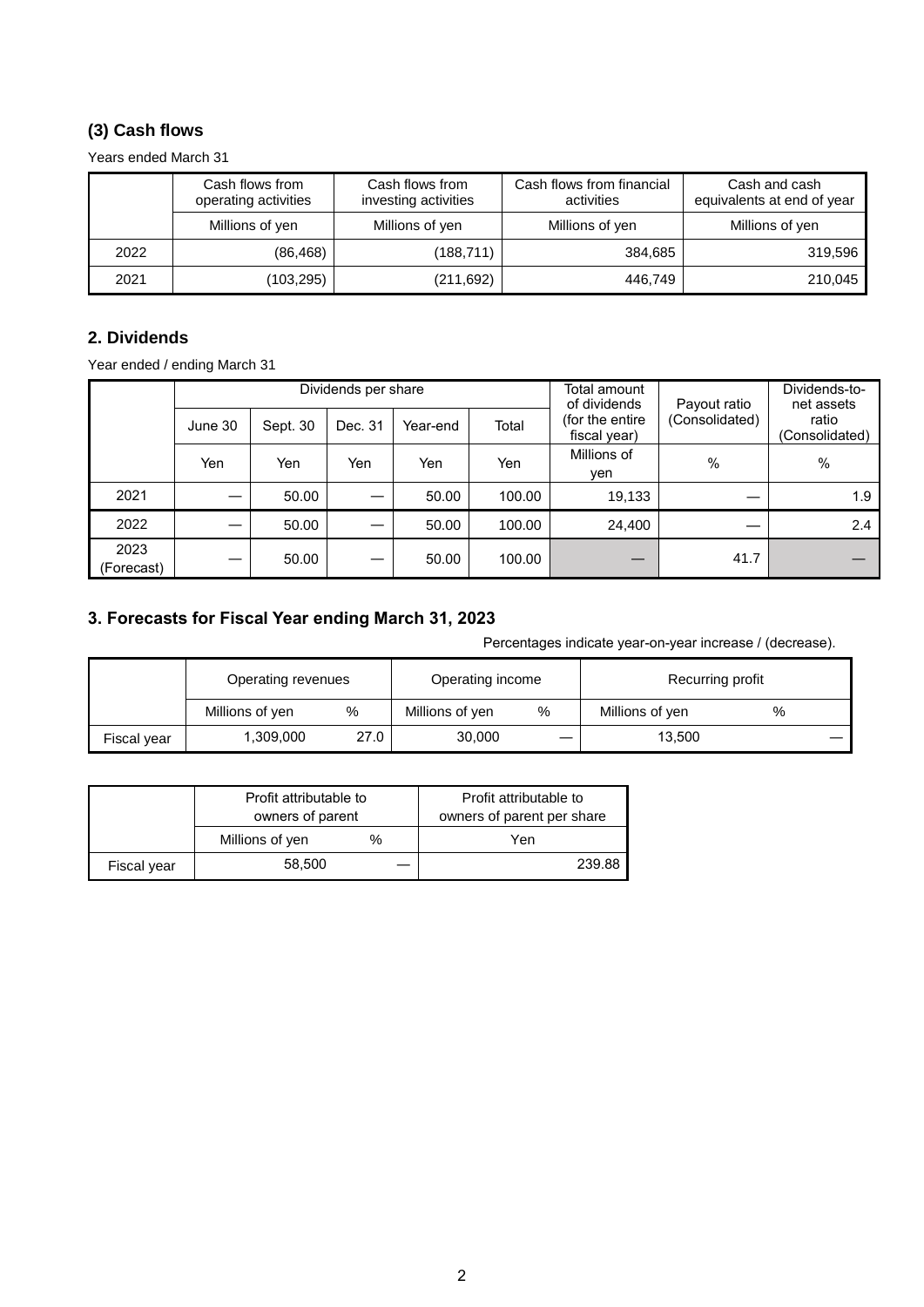### (3) Cash flows

Years ended March 31

| | Cash flows from operating activities | Cash flows from investing activities | Cash flows from financial activities | Cash and cash equivalents at end of year |
|---|---|---|---|---|
| | Millions of yen | Millions of yen | Millions of yen | Millions of yen |
| 2022 | (86,468) | (188,711) | 384,685 | 319,596 |
| 2021 | (103,295) | (211,692) | 446,749 | 210,045 |

## 2. Dividends

Year ended / ending March 31

| | Dividends per share | | | | | Total amount of dividends (for the entire fiscal year) | Payout ratio (Consolidated) | Dividends-to-net assets ratio (Consolidated) |
|---|---|---|---|---|---|---|---|---|
| | June 30 | Sept. 30 | Dec. 31 | Year-end | Total | | | |
| | Yen | Yen | Yen | Yen | Yen | Millions of yen | % | % |
| 2021 | — | 50.00 | — | 50.00 | 100.00 | 19,133 | — | 1.9 |
| 2022 | — | 50.00 | — | 50.00 | 100.00 | 24,400 | — | 2.4 |
| 2023 (Forecast) | — | 50.00 | — | 50.00 | 100.00 | — | 41.7 | — |

## 3. Forecasts for Fiscal Year ending March 31, 2023

Percentages indicate year-on-year increase / (decrease).

| | Operating revenues | | Operating income | | Recurring profit | |
|---|---|---|---|---|---|---|
| | Millions of yen | % | Millions of yen | % | Millions of yen | % |
| Fiscal year | 1,309,000 | 27.0 | 30,000 | — | 13,500 | — |

| | Profit attributable to owners of parent | | Profit attributable to owners of parent per share |
|---|---|---|---|
| | Millions of yen | % | Yen |
| Fiscal year | 58,500 | — | 239.88 |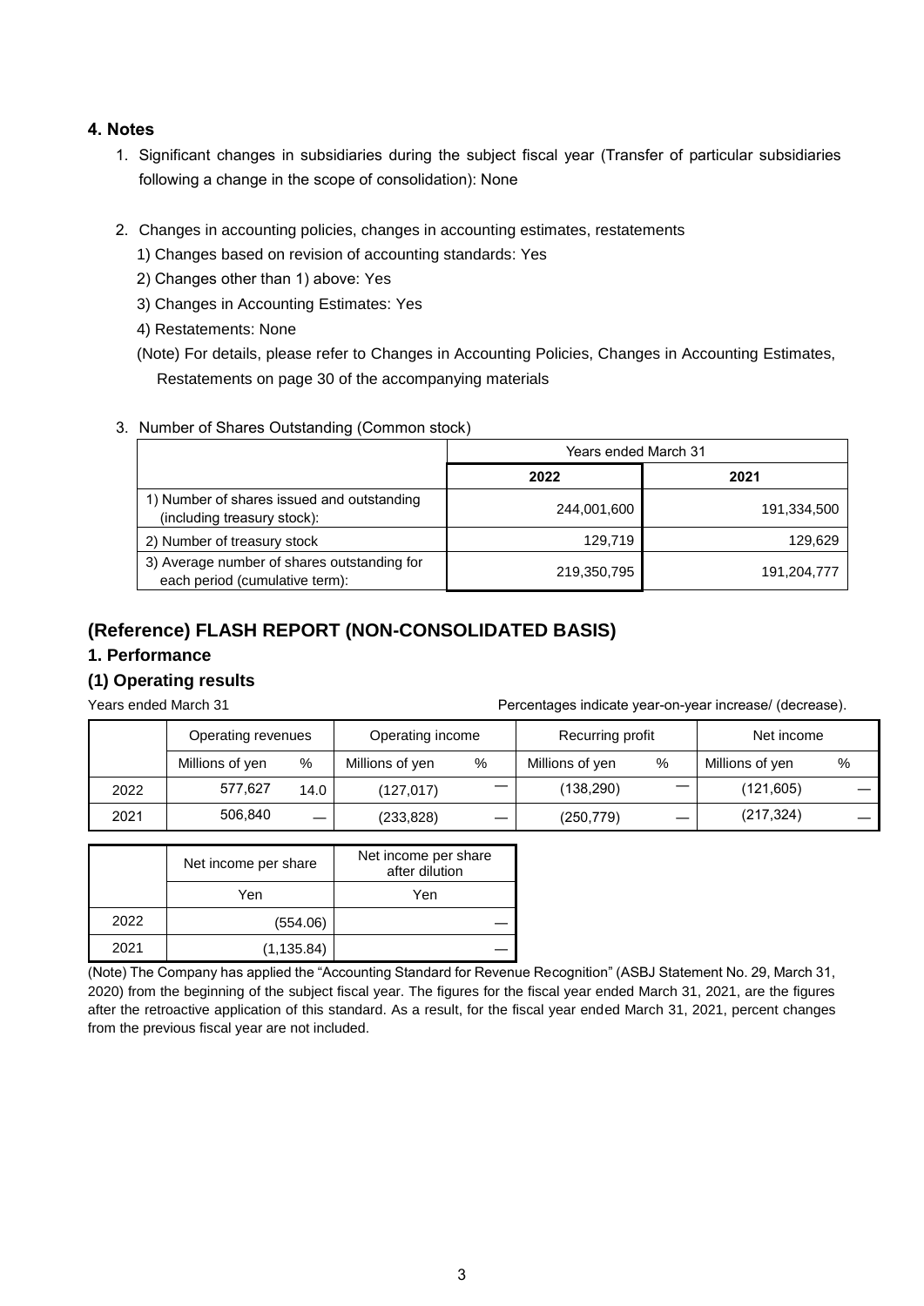## 4. Notes

1. Significant changes in subsidiaries during the subject fiscal year (Transfer of particular subsidiaries following a change in the scope of consolidation): None

2. Changes in accounting policies, changes in accounting estimates, restatements
   1) Changes based on revision of accounting standards: Yes
   2) Changes other than 1) above: Yes
   3) Changes in Accounting Estimates: Yes
   4) Restatements: None

   (Note) For details, please refer to Changes in Accounting Policies, Changes in Accounting Estimates, Restatements on page 30 of the accompanying materials

3. Number of Shares Outstanding (Common stock)

| | Years ended March 31 | |
|---|---|---|
| | **2022** | **2021** |
| 1) Number of shares issued and outstanding (including treasury stock): | 244,001,600 | 191,334,500 |
| 2) Number of treasury stock | 129,719 | 129,629 |
| 3) Average number of shares outstanding for each period (cumulative term): | 219,350,795 | 191,204,777 |

## (Reference) FLASH REPORT (NON-CONSOLIDATED BASIS)

### 1. Performance

### (1) Operating results

Years ended March 31

Percentages indicate year-on-year increase/ (decrease).

| | Operating revenues | | Operating income | | Recurring profit | | Net income | |
|---|---|---|---|---|---|---|---|---|
| | Millions of yen | % | Millions of yen | % | Millions of yen | % | Millions of yen | % |
| 2022 | 577,627 | 14.0 | (127,017) | — | (138,290) | — | (121,605) | — |
| 2021 | 506,840 | — | (233,828) | — | (250,779) | — | (217,324) | — |

| | Net income per share | Net income per share after dilution |
|---|---|---|
| | Yen | Yen |
| 2022 | (554.06) | — |
| 2021 | (1,135.84) | — |

(Note) The Company has applied the "Accounting Standard for Revenue Recognition" (ASBJ Statement No. 29, March 31, 2020) from the beginning of the subject fiscal year. The figures for the fiscal year ended March 31, 2021, are the figures after the retroactive application of this standard. As a result, for the fiscal year ended March 31, 2021, percent changes from the previous fiscal year are not included.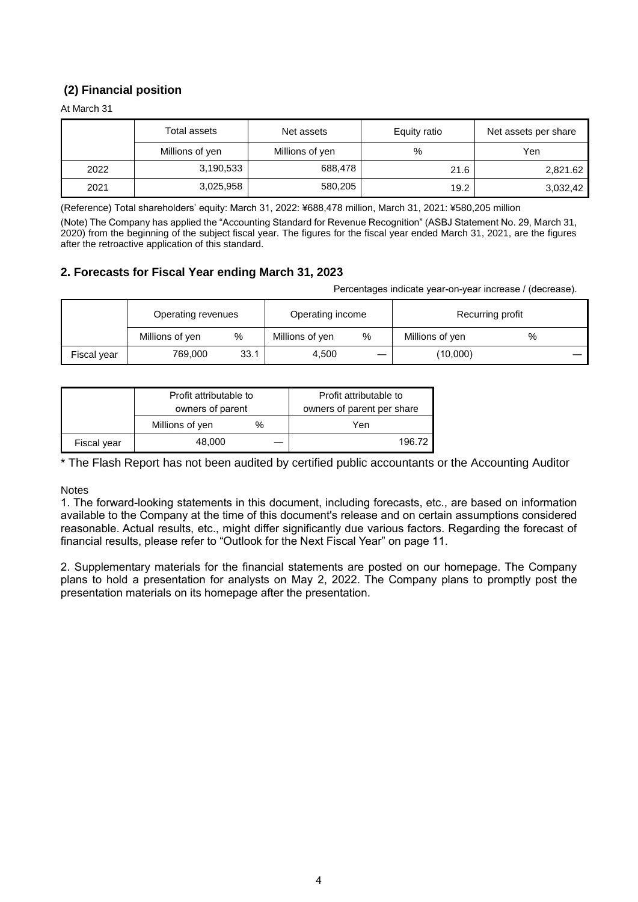### (2) Financial position

At March 31

| | Total assets | Net assets | Equity ratio | Net assets per share |
|---|---|---|---|---|
| | Millions of yen | Millions of yen | % | Yen |
| 2022 | 3,190,533 | 688,478 | 21.6 | 2,821.62 |
| 2021 | 3,025,958 | 580,205 | 19.2 | 3,032,42 |

(Reference) Total shareholders' equity: March 31, 2022: ¥688,478 million, March 31, 2021: ¥580,205 million

(Note) The Company has applied the "Accounting Standard for Revenue Recognition" (ASBJ Statement No. 29, March 31, 2020) from the beginning of the subject fiscal year. The figures for the fiscal year ended March 31, 2021, are the figures after the retroactive application of this standard.

## 2. Forecasts for Fiscal Year ending March 31, 2023

Percentages indicate year-on-year increase / (decrease).

| | Operating revenues | | Operating income | | Recurring profit | |
|---|---|---|---|---|---|---|
| | Millions of yen | % | Millions of yen | % | Millions of yen | % |
| Fiscal year | 769,000 | 33.1 | 4,500 | — | (10,000) | — |

| | Profit attributable to owners of parent | | Profit attributable to owners of parent per share |
|---|---|---|---|
| | Millions of yen | % | Yen |
| Fiscal year | 48,000 | — | 196.72 |

\* The Flash Report has not been audited by certified public accountants or the Accounting Auditor

Notes

1. The forward-looking statements in this document, including forecasts, etc., are based on information available to the Company at the time of this document's release and on certain assumptions considered reasonable. Actual results, etc., might differ significantly due various factors. Regarding the forecast of financial results, please refer to "Outlook for the Next Fiscal Year" on page 11.

2. Supplementary materials for the financial statements are posted on our homepage. The Company plans to hold a presentation for analysts on May 2, 2022. The Company plans to promptly post the presentation materials on its homepage after the presentation.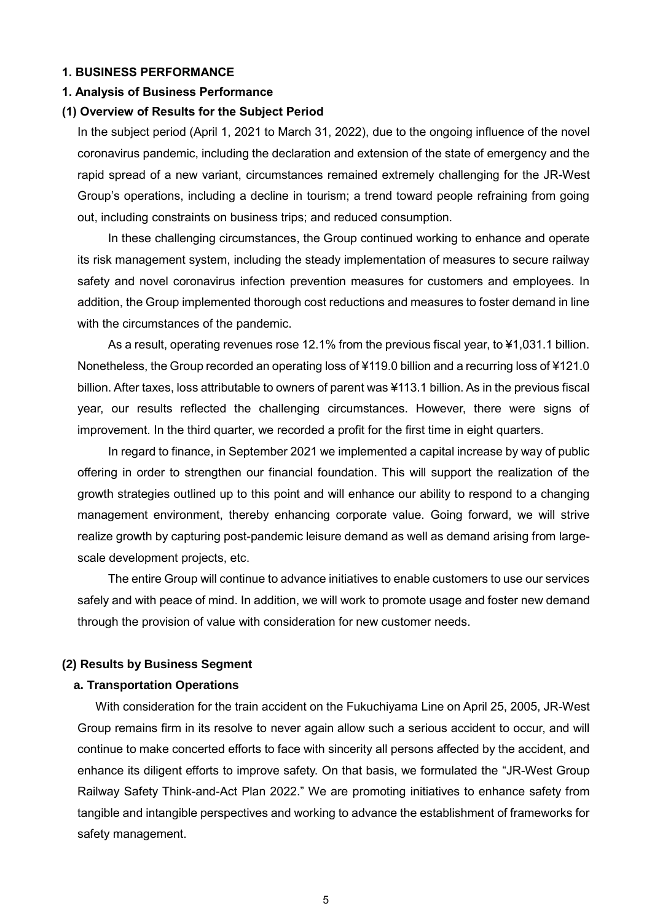# 1. BUSINESS PERFORMANCE

## 1. Analysis of Business Performance

### (1) Overview of Results for the Subject Period

In the subject period (April 1, 2021 to March 31, 2022), due to the ongoing influence of the novel coronavirus pandemic, including the declaration and extension of the state of emergency and the rapid spread of a new variant, circumstances remained extremely challenging for the JR-West Group's operations, including a decline in tourism; a trend toward people refraining from going out, including constraints on business trips; and reduced consumption.

In these challenging circumstances, the Group continued working to enhance and operate its risk management system, including the steady implementation of measures to secure railway safety and novel coronavirus infection prevention measures for customers and employees. In addition, the Group implemented thorough cost reductions and measures to foster demand in line with the circumstances of the pandemic.

As a result, operating revenues rose 12.1% from the previous fiscal year, to ¥1,031.1 billion. Nonetheless, the Group recorded an operating loss of ¥119.0 billion and a recurring loss of ¥121.0 billion. After taxes, loss attributable to owners of parent was ¥113.1 billion. As in the previous fiscal year, our results reflected the challenging circumstances. However, there were signs of improvement. In the third quarter, we recorded a profit for the first time in eight quarters.

In regard to finance, in September 2021 we implemented a capital increase by way of public offering in order to strengthen our financial foundation. This will support the realization of the growth strategies outlined up to this point and will enhance our ability to respond to a changing management environment, thereby enhancing corporate value. Going forward, we will strive realize growth by capturing post-pandemic leisure demand as well as demand arising from large-scale development projects, etc.

The entire Group will continue to advance initiatives to enable customers to use our services safely and with peace of mind. In addition, we will work to promote usage and foster new demand through the provision of value with consideration for new customer needs.

### (2) Results by Business Segment

#### a. Transportation Operations

With consideration for the train accident on the Fukuchiyama Line on April 25, 2005, JR-West Group remains firm in its resolve to never again allow such a serious accident to occur, and will continue to make concerted efforts to face with sincerity all persons affected by the accident, and enhance its diligent efforts to improve safety. On that basis, we formulated the "JR-West Group Railway Safety Think-and-Act Plan 2022." We are promoting initiatives to enhance safety from tangible and intangible perspectives and working to advance the establishment of frameworks for safety management.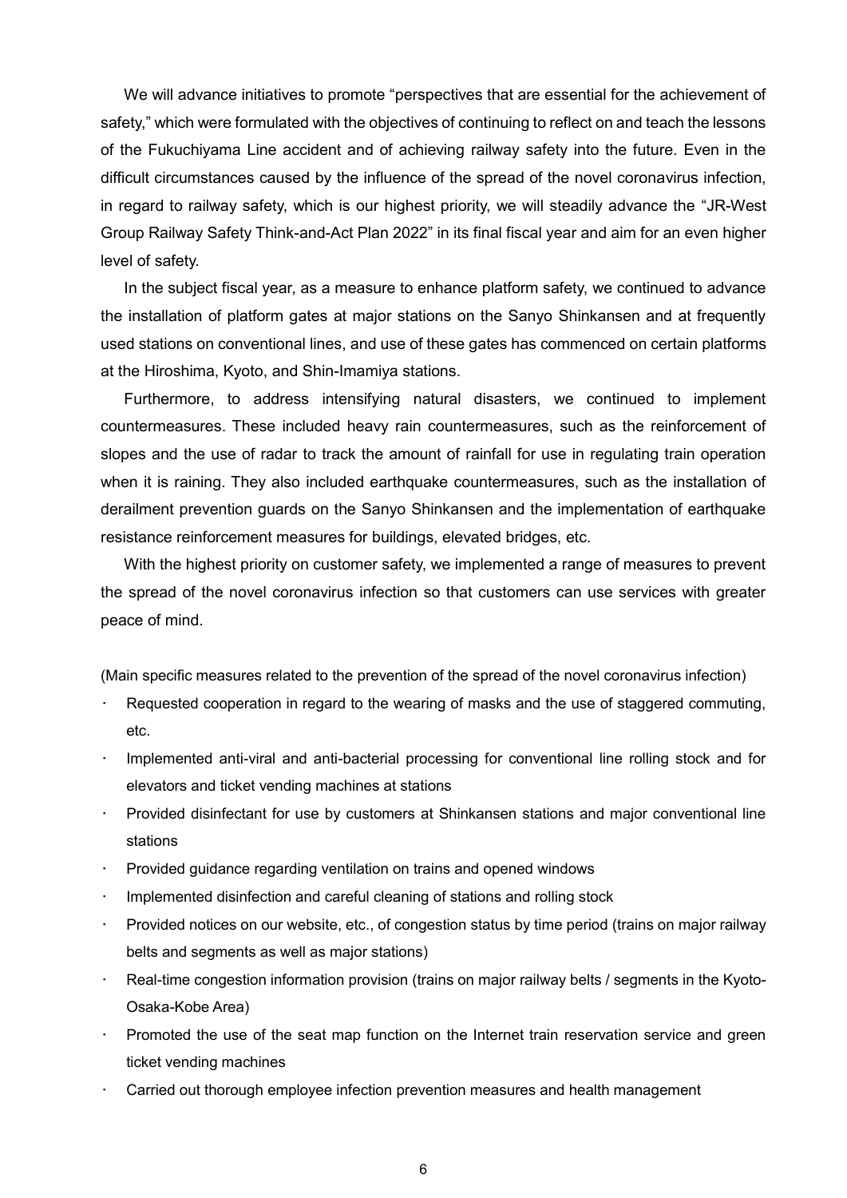We will advance initiatives to promote “perspectives that are essential for the achievement of safety,” which were formulated with the objectives of continuing to reflect on and teach the lessons of the Fukuchiyama Line accident and of achieving railway safety into the future. Even in the difficult circumstances caused by the influence of the spread of the novel coronavirus infection, in regard to railway safety, which is our highest priority, we will steadily advance the “JR-West Group Railway Safety Think-and-Act Plan 2022” in its final fiscal year and aim for an even higher level of safety.

In the subject fiscal year, as a measure to enhance platform safety, we continued to advance the installation of platform gates at major stations on the Sanyo Shinkansen and at frequently used stations on conventional lines, and use of these gates has commenced on certain platforms at the Hiroshima, Kyoto, and Shin-Imamiya stations.

Furthermore, to address intensifying natural disasters, we continued to implement countermeasures. These included heavy rain countermeasures, such as the reinforcement of slopes and the use of radar to track the amount of rainfall for use in regulating train operation when it is raining. They also included earthquake countermeasures, such as the installation of derailment prevention guards on the Sanyo Shinkansen and the implementation of earthquake resistance reinforcement measures for buildings, elevated bridges, etc.

With the highest priority on customer safety, we implemented a range of measures to prevent the spread of the novel coronavirus infection so that customers can use services with greater peace of mind.

(Main specific measures related to the prevention of the spread of the novel coronavirus infection)

- Requested cooperation in regard to the wearing of masks and the use of staggered commuting, etc.
- Implemented anti-viral and anti-bacterial processing for conventional line rolling stock and for elevators and ticket vending machines at stations
- Provided disinfectant for use by customers at Shinkansen stations and major conventional line stations
- Provided guidance regarding ventilation on trains and opened windows
- Implemented disinfection and careful cleaning of stations and rolling stock
- Provided notices on our website, etc., of congestion status by time period (trains on major railway belts and segments as well as major stations)
- Real-time congestion information provision (trains on major railway belts / segments in the Kyoto-Osaka-Kobe Area)
- Promoted the use of the seat map function on the Internet train reservation service and green ticket vending machines
- Carried out thorough employee infection prevention measures and health management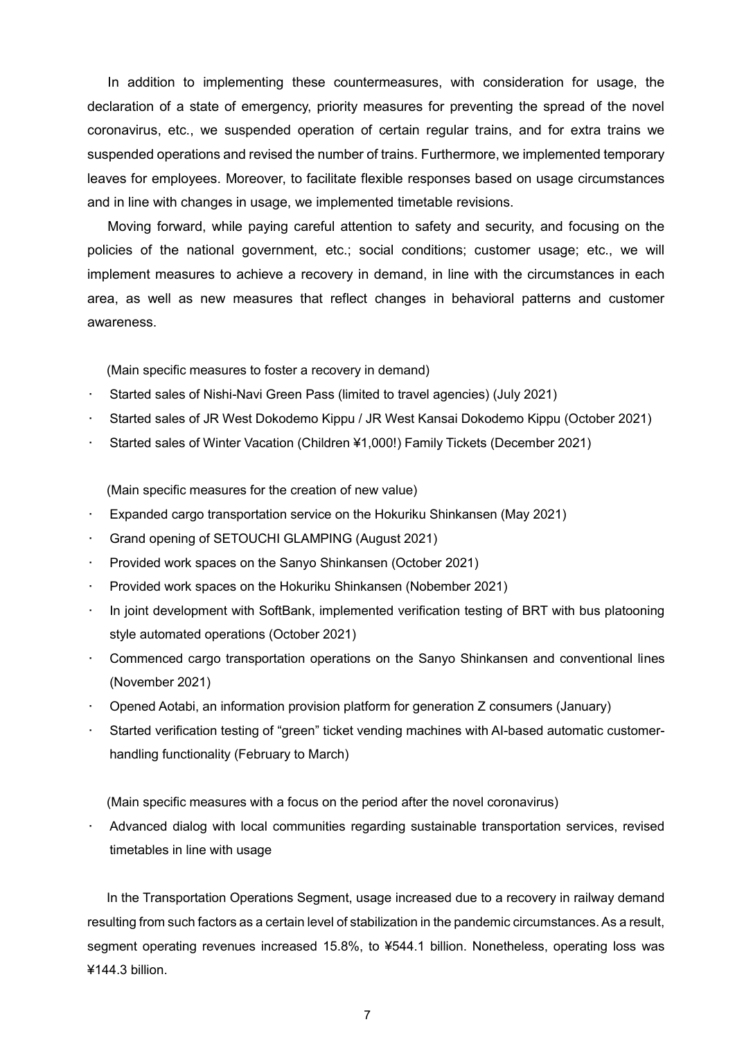In addition to implementing these countermeasures, with consideration for usage, the declaration of a state of emergency, priority measures for preventing the spread of the novel coronavirus, etc., we suspended operation of certain regular trains, and for extra trains we suspended operations and revised the number of trains. Furthermore, we implemented temporary leaves for employees. Moreover, to facilitate flexible responses based on usage circumstances and in line with changes in usage, we implemented timetable revisions.

Moving forward, while paying careful attention to safety and security, and focusing on the policies of the national government, etc.; social conditions; customer usage; etc., we will implement measures to achieve a recovery in demand, in line with the circumstances in each area, as well as new measures that reflect changes in behavioral patterns and customer awareness.

(Main specific measures to foster a recovery in demand)

- Started sales of Nishi-Navi Green Pass (limited to travel agencies) (July 2021)
- Started sales of JR West Dokodemo Kippu / JR West Kansai Dokodemo Kippu (October 2021)
- Started sales of Winter Vacation (Children ¥1,000!) Family Tickets (December 2021)

(Main specific measures for the creation of new value)

- Expanded cargo transportation service on the Hokuriku Shinkansen (May 2021)
- Grand opening of SETOUCHI GLAMPING (August 2021)
- Provided work spaces on the Sanyo Shinkansen (October 2021)
- Provided work spaces on the Hokuriku Shinkansen (Nobember 2021)
- In joint development with SoftBank, implemented verification testing of BRT with bus platooning style automated operations (October 2021)
- Commenced cargo transportation operations on the Sanyo Shinkansen and conventional lines (November 2021)
- Opened Aotabi, an information provision platform for generation Z consumers (January)
- Started verification testing of "green" ticket vending machines with AI-based automatic customer-handling functionality (February to March)

(Main specific measures with a focus on the period after the novel coronavirus)

- Advanced dialog with local communities regarding sustainable transportation services, revised timetables in line with usage

In the Transportation Operations Segment, usage increased due to a recovery in railway demand resulting from such factors as a certain level of stabilization in the pandemic circumstances. As a result, segment operating revenues increased 15.8%, to ¥544.1 billion. Nonetheless, operating loss was ¥144.3 billion.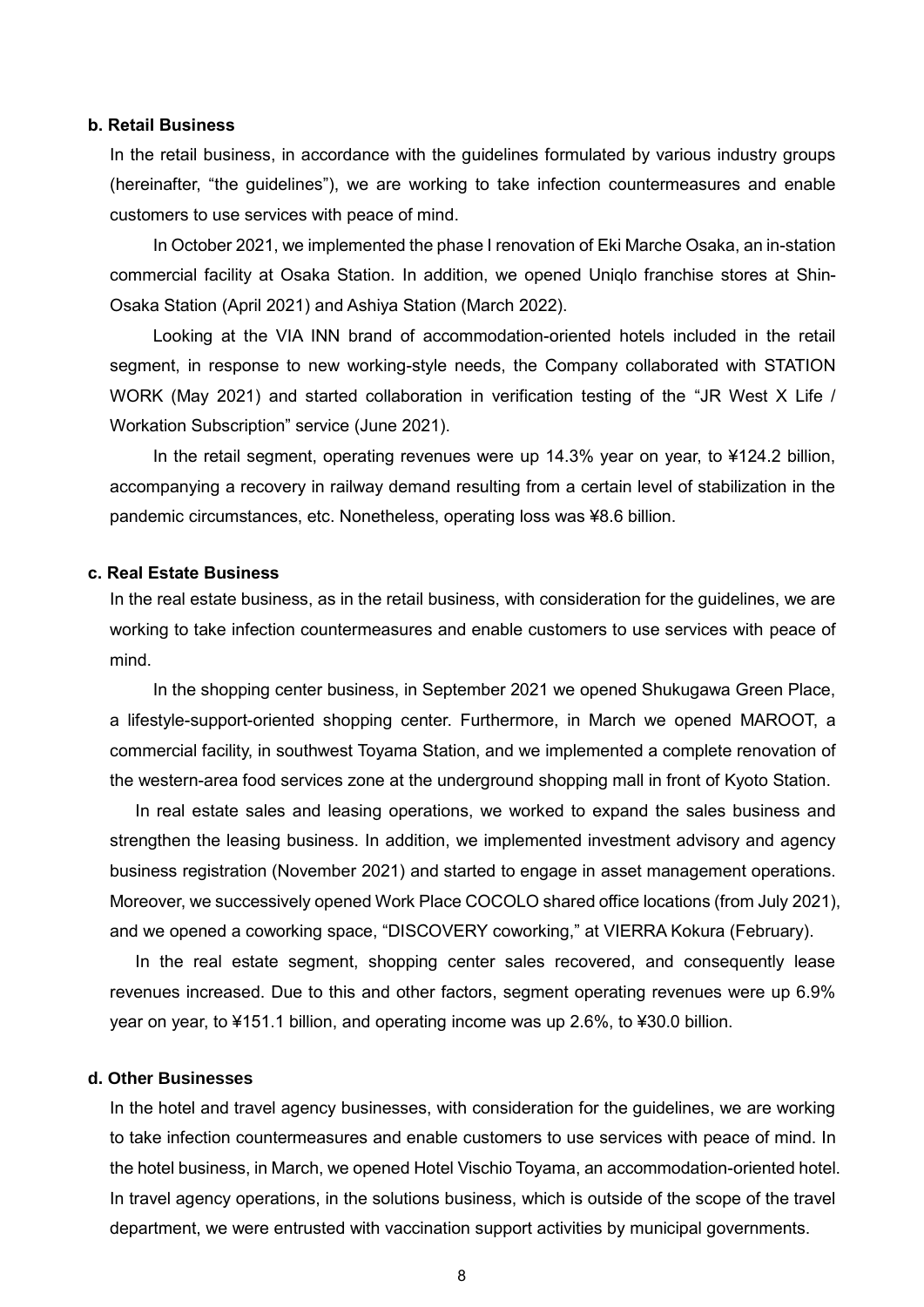**b. Retail Business**

In the retail business, in accordance with the guidelines formulated by various industry groups (hereinafter, "the guidelines"), we are working to take infection countermeasures and enable customers to use services with peace of mind.

In October 2021, we implemented the phase I renovation of Eki Marche Osaka, an in-station commercial facility at Osaka Station. In addition, we opened Uniqlo franchise stores at Shin-Osaka Station (April 2021) and Ashiya Station (March 2022).

Looking at the VIA INN brand of accommodation-oriented hotels included in the retail segment, in response to new working-style needs, the Company collaborated with STATION WORK (May 2021) and started collaboration in verification testing of the "JR West X Life / Workation Subscription" service (June 2021).

In the retail segment, operating revenues were up 14.3% year on year, to ¥124.2 billion, accompanying a recovery in railway demand resulting from a certain level of stabilization in the pandemic circumstances, etc. Nonetheless, operating loss was ¥8.6 billion.

**c. Real Estate Business**

In the real estate business, as in the retail business, with consideration for the guidelines, we are working to take infection countermeasures and enable customers to use services with peace of mind.

In the shopping center business, in September 2021 we opened Shukugawa Green Place, a lifestyle-support-oriented shopping center. Furthermore, in March we opened MAROOT, a commercial facility, in southwest Toyama Station, and we implemented a complete renovation of the western-area food services zone at the underground shopping mall in front of Kyoto Station.

In real estate sales and leasing operations, we worked to expand the sales business and strengthen the leasing business. In addition, we implemented investment advisory and agency business registration (November 2021) and started to engage in asset management operations. Moreover, we successively opened Work Place COCOLO shared office locations (from July 2021), and we opened a coworking space, "DISCOVERY coworking," at VIERRA Kokura (February).

In the real estate segment, shopping center sales recovered, and consequently lease revenues increased. Due to this and other factors, segment operating revenues were up 6.9% year on year, to ¥151.1 billion, and operating income was up 2.6%, to ¥30.0 billion.

**d. Other Businesses**

In the hotel and travel agency businesses, with consideration for the guidelines, we are working to take infection countermeasures and enable customers to use services with peace of mind. In the hotel business, in March, we opened Hotel Vischio Toyama, an accommodation-oriented hotel. In travel agency operations, in the solutions business, which is outside of the scope of the travel department, we were entrusted with vaccination support activities by municipal governments.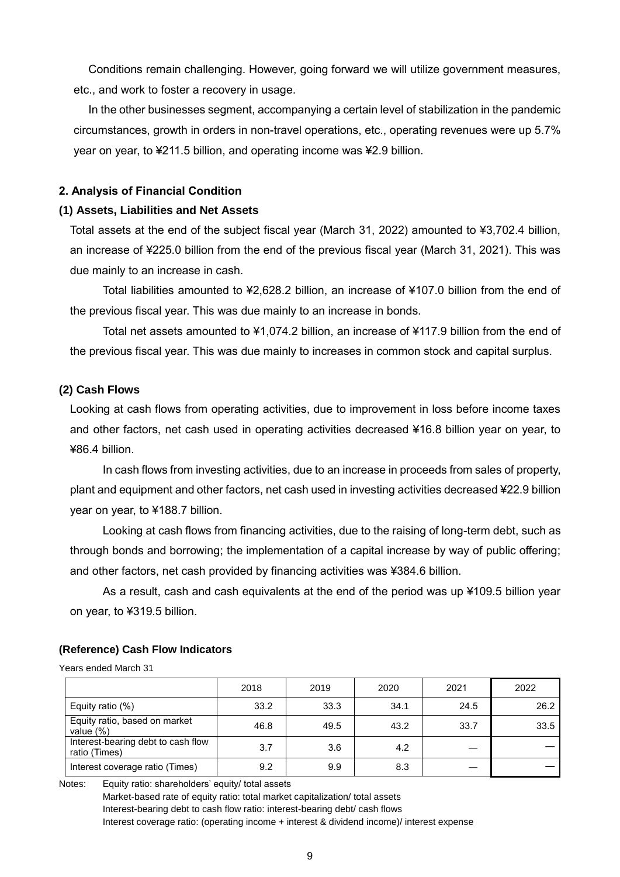Conditions remain challenging. However, going forward we will utilize government measures, etc., and work to foster a recovery in usage.

In the other businesses segment, accompanying a certain level of stabilization in the pandemic circumstances, growth in orders in non-travel operations, etc., operating revenues were up 5.7% year on year, to ¥211.5 billion, and operating income was ¥2.9 billion.

## 2. Analysis of Financial Condition

### (1) Assets, Liabilities and Net Assets

Total assets at the end of the subject fiscal year (March 31, 2022) amounted to ¥3,702.4 billion, an increase of ¥225.0 billion from the end of the previous fiscal year (March 31, 2021). This was due mainly to an increase in cash.

Total liabilities amounted to ¥2,628.2 billion, an increase of ¥107.0 billion from the end of the previous fiscal year. This was due mainly to an increase in bonds.

Total net assets amounted to ¥1,074.2 billion, an increase of ¥117.9 billion from the end of the previous fiscal year. This was due mainly to increases in common stock and capital surplus.

### (2) Cash Flows

Looking at cash flows from operating activities, due to improvement in loss before income taxes and other factors, net cash used in operating activities decreased ¥16.8 billion year on year, to ¥86.4 billion.

In cash flows from investing activities, due to an increase in proceeds from sales of property, plant and equipment and other factors, net cash used in investing activities decreased ¥22.9 billion year on year, to ¥188.7 billion.

Looking at cash flows from financing activities, due to the raising of long-term debt, such as through bonds and borrowing; the implementation of a capital increase by way of public offering; and other factors, net cash provided by financing activities was ¥384.6 billion.

As a result, cash and cash equivalents at the end of the period was up ¥109.5 billion year on year, to ¥319.5 billion.

### (Reference) Cash Flow Indicators

Years ended March 31

| | 2018 | 2019 | 2020 | 2021 | 2022 |
|---|---|---|---|---|---|
| Equity ratio (%) | 33.2 | 33.3 | 34.1 | 24.5 | 26.2 |
| Equity ratio, based on market value (%) | 46.8 | 49.5 | 43.2 | 33.7 | 33.5 |
| Interest-bearing debt to cash flow ratio (Times) | 3.7 | 3.6 | 4.2 | — | — |
| Interest coverage ratio (Times) | 9.2 | 9.9 | 8.3 | — | — |

Notes: Equity ratio: shareholders' equity/ total assets
Market-based rate of equity ratio: total market capitalization/ total assets
Interest-bearing debt to cash flow ratio: interest-bearing debt/ cash flows
Interest coverage ratio: (operating income + interest & dividend income)/ interest expense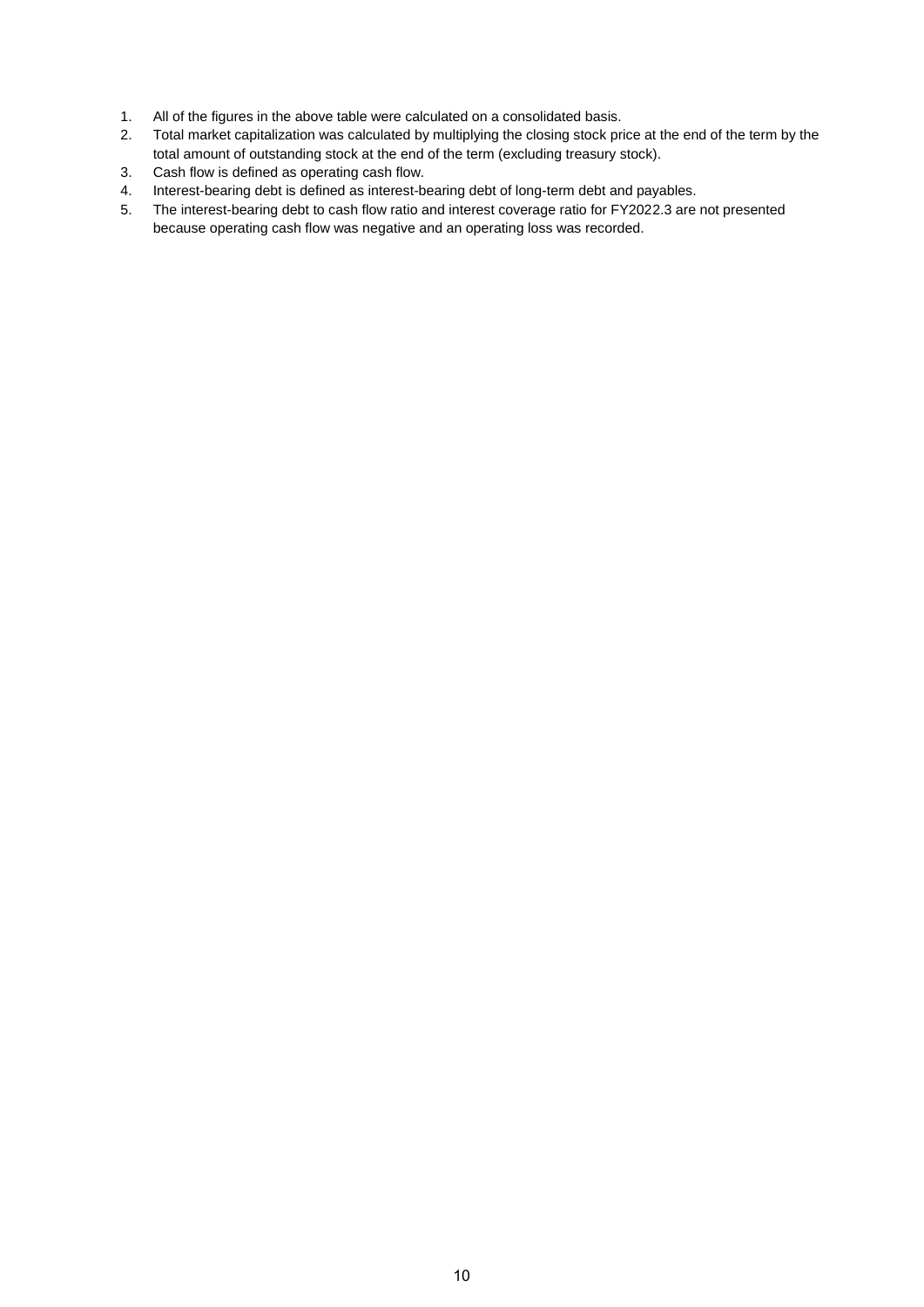1. All of the figures in the above table were calculated on a consolidated basis.
2. Total market capitalization was calculated by multiplying the closing stock price at the end of the term by the total amount of outstanding stock at the end of the term (excluding treasury stock).
3. Cash flow is defined as operating cash flow.
4. Interest-bearing debt is defined as interest-bearing debt of long-term debt and payables.
5. The interest-bearing debt to cash flow ratio and interest coverage ratio for FY2022.3 are not presented because operating cash flow was negative and an operating loss was recorded.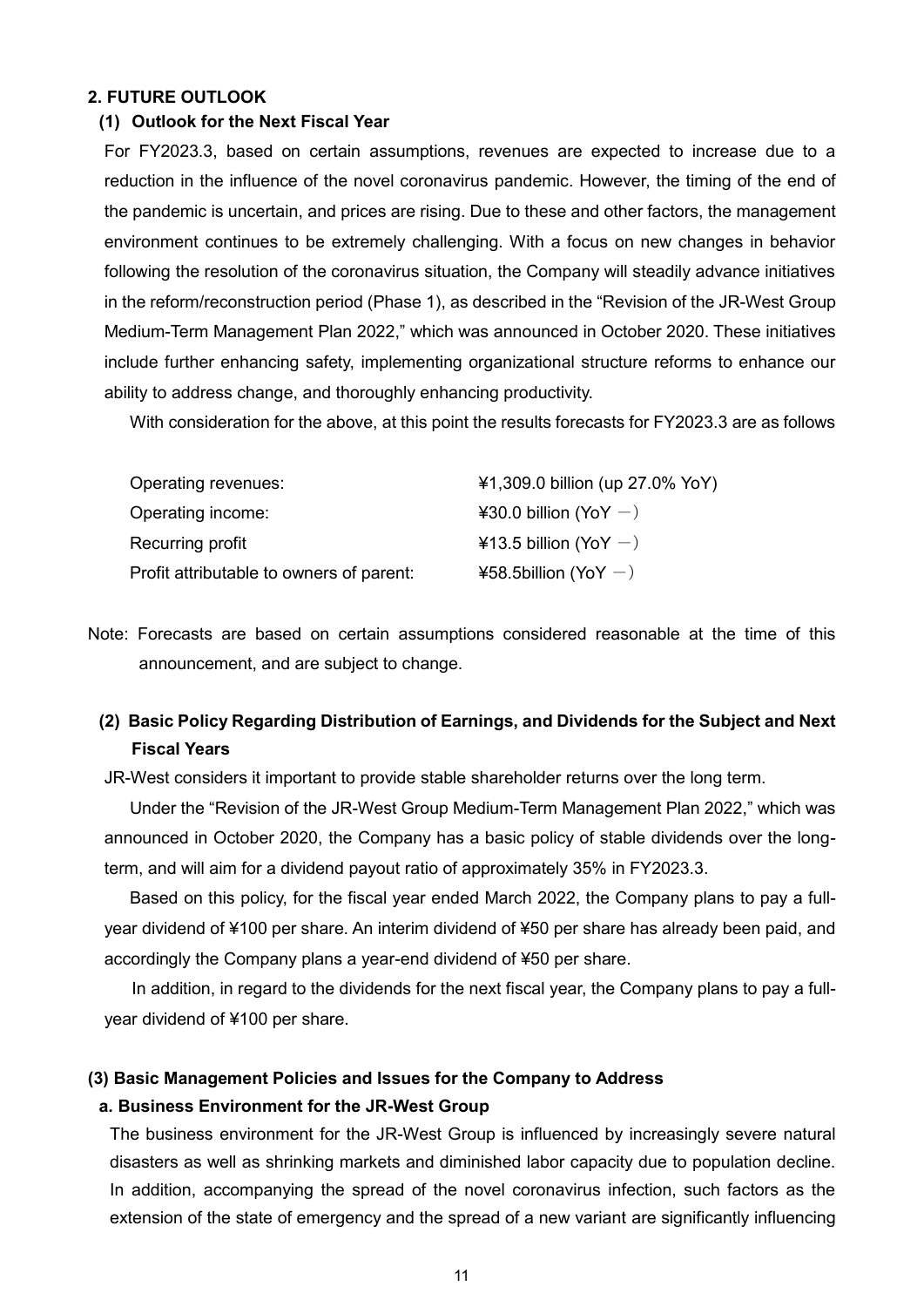## 2. FUTURE OUTLOOK

### (1) Outlook for the Next Fiscal Year

For FY2023.3, based on certain assumptions, revenues are expected to increase due to a reduction in the influence of the novel coronavirus pandemic. However, the timing of the end of the pandemic is uncertain, and prices are rising. Due to these and other factors, the management environment continues to be extremely challenging. With a focus on new changes in behavior following the resolution of the coronavirus situation, the Company will steadily advance initiatives in the reform/reconstruction period (Phase 1), as described in the "Revision of the JR-West Group Medium-Term Management Plan 2022," which was announced in October 2020. These initiatives include further enhancing safety, implementing organizational structure reforms to enhance our ability to address change, and thoroughly enhancing productivity.

With consideration for the above, at this point the results forecasts for FY2023.3 are as follows

| | |
|---|---|
| Operating revenues: | ¥1,309.0 billion (up 27.0% YoY) |
| Operating income: | ¥30.0 billion (YoY −) |
| Recurring profit | ¥13.5 billion (YoY −) |
| Profit attributable to owners of parent: | ¥58.5billion (YoY −) |

Note: Forecasts are based on certain assumptions considered reasonable at the time of this announcement, and are subject to change.

### (2) Basic Policy Regarding Distribution of Earnings, and Dividends for the Subject and Next Fiscal Years

JR-West considers it important to provide stable shareholder returns over the long term.

Under the "Revision of the JR-West Group Medium-Term Management Plan 2022," which was announced in October 2020, the Company has a basic policy of stable dividends over the long-term, and will aim for a dividend payout ratio of approximately 35% in FY2023.3.

Based on this policy, for the fiscal year ended March 2022, the Company plans to pay a full-year dividend of ¥100 per share. An interim dividend of ¥50 per share has already been paid, and accordingly the Company plans a year-end dividend of ¥50 per share.

In addition, in regard to the dividends for the next fiscal year, the Company plans to pay a full-year dividend of ¥100 per share.

### (3) Basic Management Policies and Issues for the Company to Address

#### a. Business Environment for the JR-West Group

The business environment for the JR-West Group is influenced by increasingly severe natural disasters as well as shrinking markets and diminished labor capacity due to population decline. In addition, accompanying the spread of the novel coronavirus infection, such factors as the extension of the state of emergency and the spread of a new variant are significantly influencing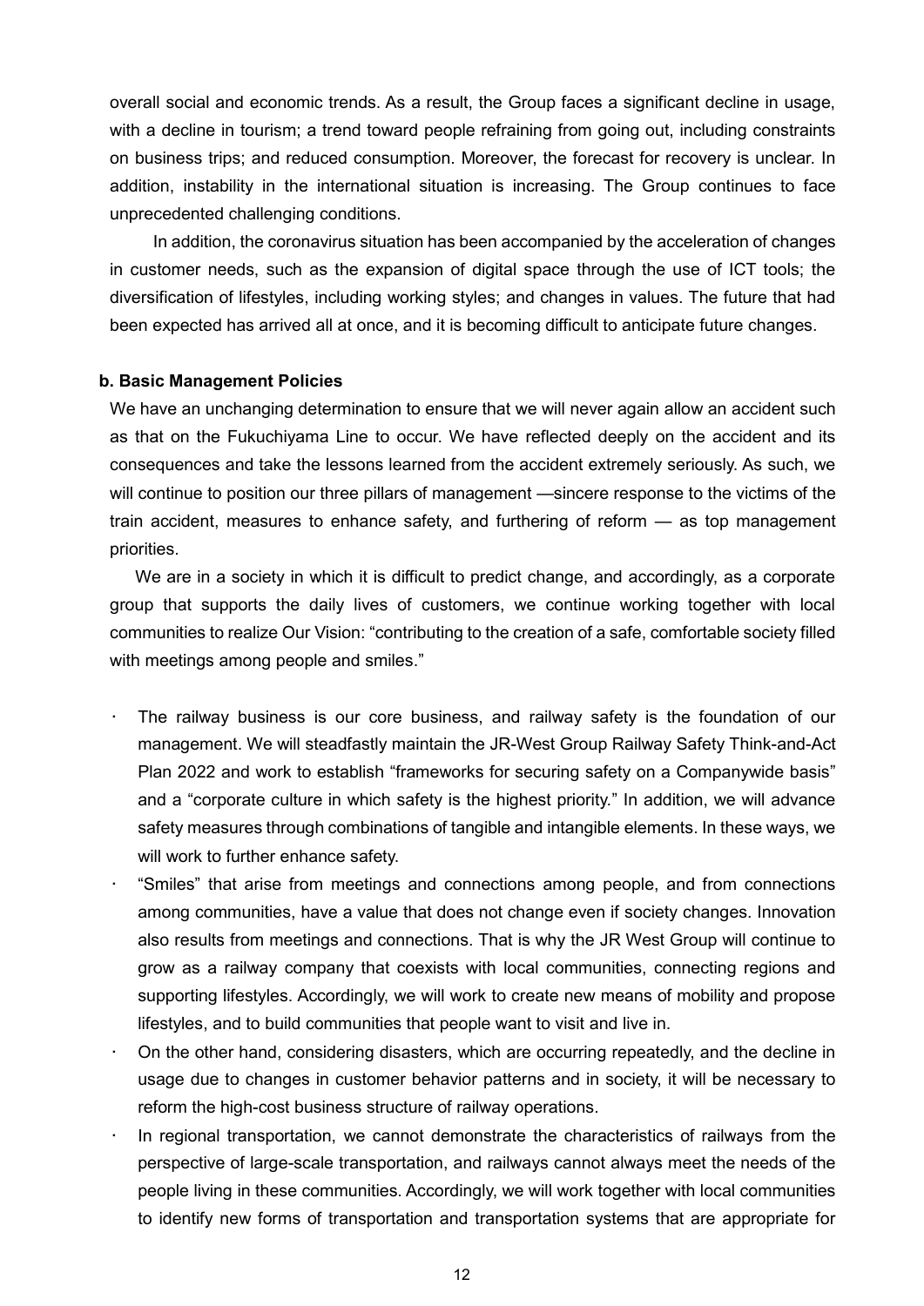overall social and economic trends. As a result, the Group faces a significant decline in usage, with a decline in tourism; a trend toward people refraining from going out, including constraints on business trips; and reduced consumption. Moreover, the forecast for recovery is unclear. In addition, instability in the international situation is increasing. The Group continues to face unprecedented challenging conditions.

In addition, the coronavirus situation has been accompanied by the acceleration of changes in customer needs, such as the expansion of digital space through the use of ICT tools; the diversification of lifestyles, including working styles; and changes in values. The future that had been expected has arrived all at once, and it is becoming difficult to anticipate future changes.

**b. Basic Management Policies**

We have an unchanging determination to ensure that we will never again allow an accident such as that on the Fukuchiyama Line to occur. We have reflected deeply on the accident and its consequences and take the lessons learned from the accident extremely seriously. As such, we will continue to position our three pillars of management —sincere response to the victims of the train accident, measures to enhance safety, and furthering of reform — as top management priorities.

We are in a society in which it is difficult to predict change, and accordingly, as a corporate group that supports the daily lives of customers, we continue working together with local communities to realize Our Vision: "contributing to the creation of a safe, comfortable society filled with meetings among people and smiles."

- The railway business is our core business, and railway safety is the foundation of our management. We will steadfastly maintain the JR-West Group Railway Safety Think-and-Act Plan 2022 and work to establish "frameworks for securing safety on a Companywide basis" and a "corporate culture in which safety is the highest priority." In addition, we will advance safety measures through combinations of tangible and intangible elements. In these ways, we will work to further enhance safety.
- "Smiles" that arise from meetings and connections among people, and from connections among communities, have a value that does not change even if society changes. Innovation also results from meetings and connections. That is why the JR West Group will continue to grow as a railway company that coexists with local communities, connecting regions and supporting lifestyles. Accordingly, we will work to create new means of mobility and propose lifestyles, and to build communities that people want to visit and live in.
- On the other hand, considering disasters, which are occurring repeatedly, and the decline in usage due to changes in customer behavior patterns and in society, it will be necessary to reform the high-cost business structure of railway operations.
- In regional transportation, we cannot demonstrate the characteristics of railways from the perspective of large-scale transportation, and railways cannot always meet the needs of the people living in these communities. Accordingly, we will work together with local communities to identify new forms of transportation and transportation systems that are appropriate for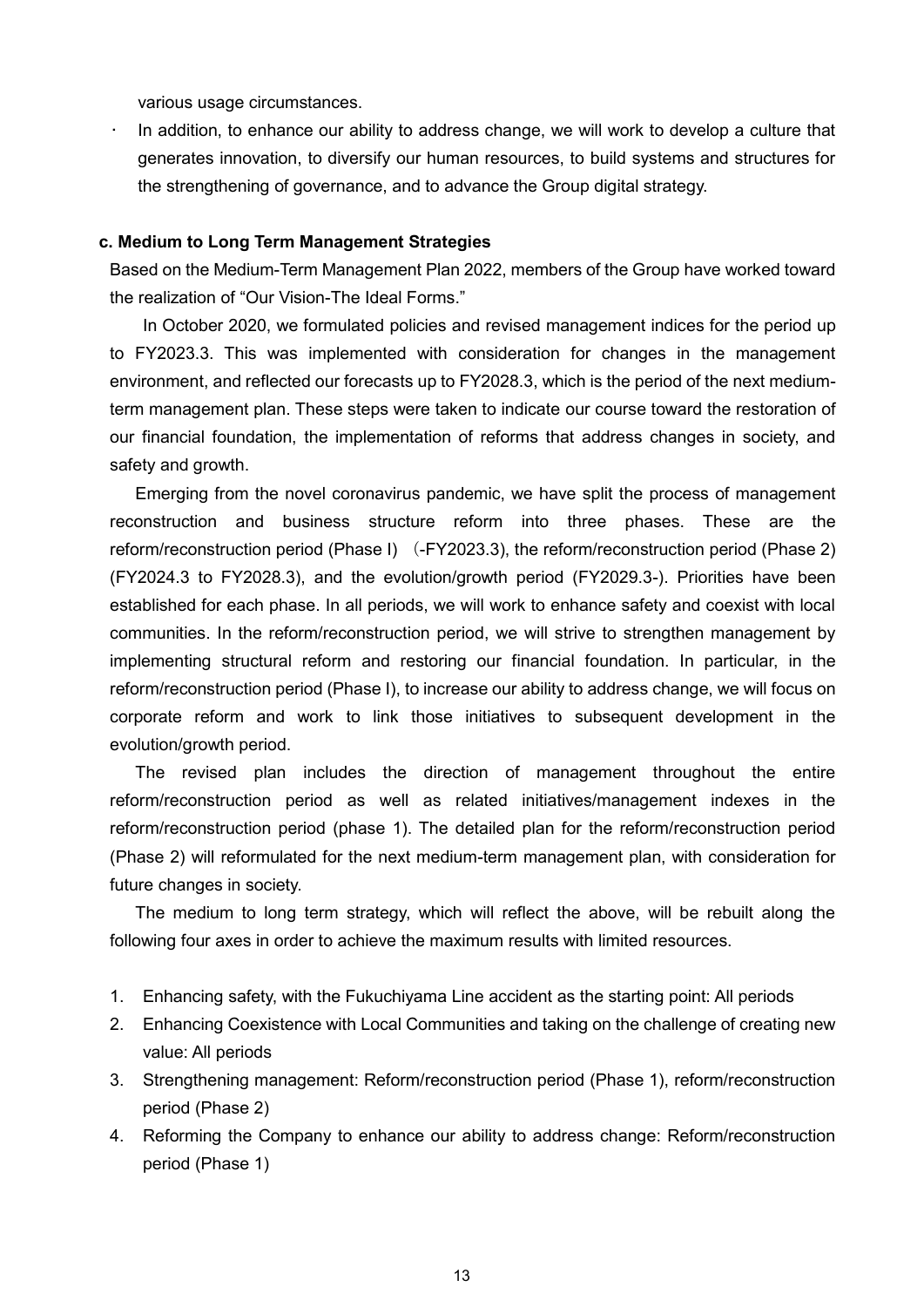various usage circumstances.

- In addition, to enhance our ability to address change, we will work to develop a culture that generates innovation, to diversify our human resources, to build systems and structures for the strengthening of governance, and to advance the Group digital strategy.

**c. Medium to Long Term Management Strategies**

Based on the Medium-Term Management Plan 2022, members of the Group have worked toward the realization of "Our Vision-The Ideal Forms."

In October 2020, we formulated policies and revised management indices for the period up to FY2023.3. This was implemented with consideration for changes in the management environment, and reflected our forecasts up to FY2028.3, which is the period of the next medium-term management plan. These steps were taken to indicate our course toward the restoration of our financial foundation, the implementation of reforms that address changes in society, and safety and growth.

Emerging from the novel coronavirus pandemic, we have split the process of management reconstruction and business structure reform into three phases. These are the reform/reconstruction period (Phase I) (-FY2023.3), the reform/reconstruction period (Phase 2) (FY2024.3 to FY2028.3), and the evolution/growth period (FY2029.3-). Priorities have been established for each phase. In all periods, we will work to enhance safety and coexist with local communities. In the reform/reconstruction period, we will strive to strengthen management by implementing structural reform and restoring our financial foundation. In particular, in the reform/reconstruction period (Phase I), to increase our ability to address change, we will focus on corporate reform and work to link those initiatives to subsequent development in the evolution/growth period.

The revised plan includes the direction of management throughout the entire reform/reconstruction period as well as related initiatives/management indexes in the reform/reconstruction period (phase 1). The detailed plan for the reform/reconstruction period (Phase 2) will reformulated for the next medium-term management plan, with consideration for future changes in society.

The medium to long term strategy, which will reflect the above, will be rebuilt along the following four axes in order to achieve the maximum results with limited resources.

1. Enhancing safety, with the Fukuchiyama Line accident as the starting point: All periods
2. Enhancing Coexistence with Local Communities and taking on the challenge of creating new value: All periods
3. Strengthening management: Reform/reconstruction period (Phase 1), reform/reconstruction period (Phase 2)
4. Reforming the Company to enhance our ability to address change: Reform/reconstruction period (Phase 1)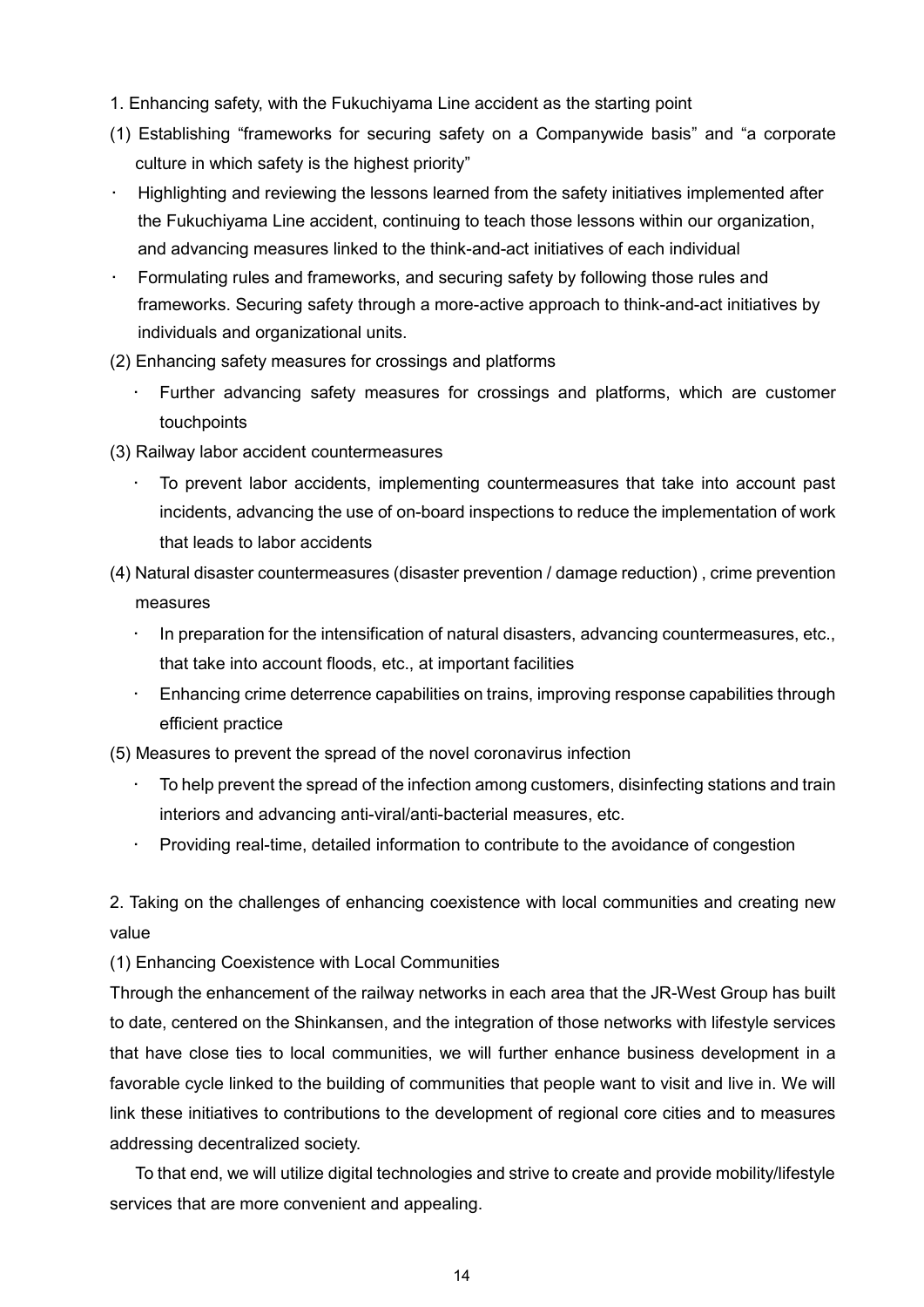1. Enhancing safety, with the Fukuchiyama Line accident as the starting point

(1) Establishing “frameworks for securing safety on a Companywide basis” and “a corporate culture in which safety is the highest priority”

- Highlighting and reviewing the lessons learned from the safety initiatives implemented after the Fukuchiyama Line accident, continuing to teach those lessons within our organization, and advancing measures linked to the think-and-act initiatives of each individual
- Formulating rules and frameworks, and securing safety by following those rules and frameworks. Securing safety through a more-active approach to think-and-act initiatives by individuals and organizational units.

(2) Enhancing safety measures for crossings and platforms

- Further advancing safety measures for crossings and platforms, which are customer touchpoints

(3) Railway labor accident countermeasures

- To prevent labor accidents, implementing countermeasures that take into account past incidents, advancing the use of on-board inspections to reduce the implementation of work that leads to labor accidents

(4) Natural disaster countermeasures (disaster prevention / damage reduction) , crime prevention measures

- In preparation for the intensification of natural disasters, advancing countermeasures, etc., that take into account floods, etc., at important facilities
- Enhancing crime deterrence capabilities on trains, improving response capabilities through efficient practice

(5) Measures to prevent the spread of the novel coronavirus infection

- To help prevent the spread of the infection among customers, disinfecting stations and train interiors and advancing anti-viral/anti-bacterial measures, etc.
- Providing real-time, detailed information to contribute to the avoidance of congestion

2. Taking on the challenges of enhancing coexistence with local communities and creating new value

(1) Enhancing Coexistence with Local Communities

Through the enhancement of the railway networks in each area that the JR-West Group has built to date, centered on the Shinkansen, and the integration of those networks with lifestyle services that have close ties to local communities, we will further enhance business development in a favorable cycle linked to the building of communities that people want to visit and live in. We will link these initiatives to contributions to the development of regional core cities and to measures addressing decentralized society.

To that end, we will utilize digital technologies and strive to create and provide mobility/lifestyle services that are more convenient and appealing.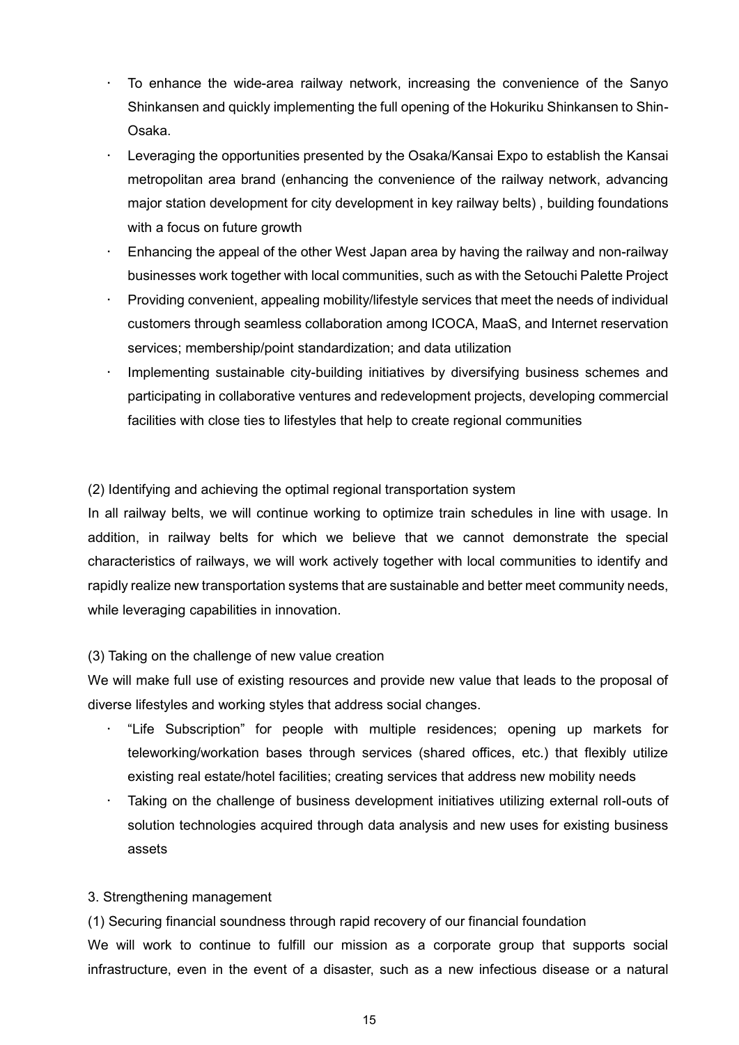- To enhance the wide-area railway network, increasing the convenience of the Sanyo Shinkansen and quickly implementing the full opening of the Hokuriku Shinkansen to Shin-Osaka.
- Leveraging the opportunities presented by the Osaka/Kansai Expo to establish the Kansai metropolitan area brand (enhancing the convenience of the railway network, advancing major station development for city development in key railway belts) , building foundations with a focus on future growth
- Enhancing the appeal of the other West Japan area by having the railway and non-railway businesses work together with local communities, such as with the Setouchi Palette Project
- Providing convenient, appealing mobility/lifestyle services that meet the needs of individual customers through seamless collaboration among ICOCA, MaaS, and Internet reservation services; membership/point standardization; and data utilization
- Implementing sustainable city-building initiatives by diversifying business schemes and participating in collaborative ventures and redevelopment projects, developing commercial facilities with close ties to lifestyles that help to create regional communities

(2) Identifying and achieving the optimal regional transportation system

In all railway belts, we will continue working to optimize train schedules in line with usage. In addition, in railway belts for which we believe that we cannot demonstrate the special characteristics of railways, we will work actively together with local communities to identify and rapidly realize new transportation systems that are sustainable and better meet community needs, while leveraging capabilities in innovation.

(3) Taking on the challenge of new value creation

We will make full use of existing resources and provide new value that leads to the proposal of diverse lifestyles and working styles that address social changes.

- “Life Subscription” for people with multiple residences; opening up markets for teleworking/workation bases through services (shared offices, etc.) that flexibly utilize existing real estate/hotel facilities; creating services that address new mobility needs
- Taking on the challenge of business development initiatives utilizing external roll-outs of solution technologies acquired through data analysis and new uses for existing business assets

3. Strengthening management

(1) Securing financial soundness through rapid recovery of our financial foundation

We will work to continue to fulfill our mission as a corporate group that supports social infrastructure, even in the event of a disaster, such as a new infectious disease or a natural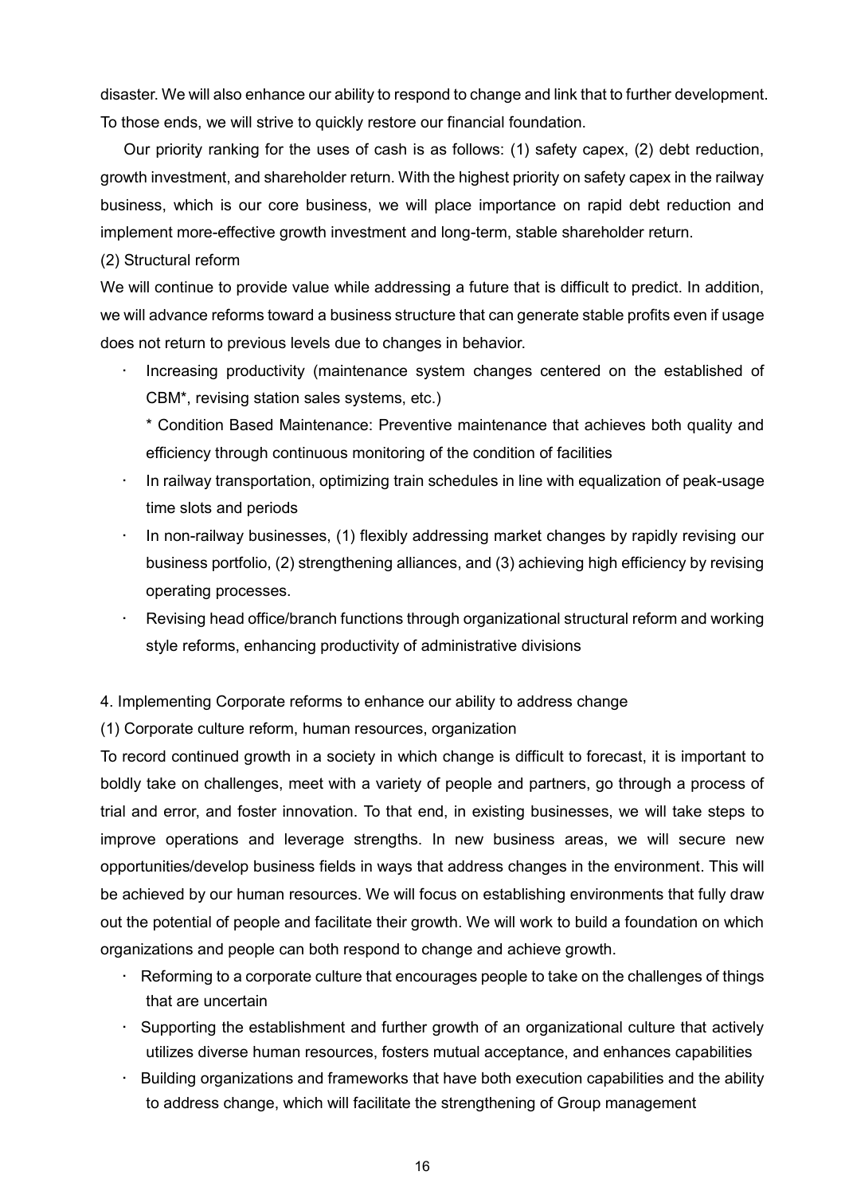disaster. We will also enhance our ability to respond to change and link that to further development. To those ends, we will strive to quickly restore our financial foundation.

Our priority ranking for the uses of cash is as follows: (1) safety capex, (2) debt reduction, growth investment, and shareholder return. With the highest priority on safety capex in the railway business, which is our core business, we will place importance on rapid debt reduction and implement more-effective growth investment and long-term, stable shareholder return.

(2) Structural reform

We will continue to provide value while addressing a future that is difficult to predict. In addition, we will advance reforms toward a business structure that can generate stable profits even if usage does not return to previous levels due to changes in behavior.

- Increasing productivity (maintenance system changes centered on the established of CBM*, revising station sales systems, etc.)

  * Condition Based Maintenance: Preventive maintenance that achieves both quality and efficiency through continuous monitoring of the condition of facilities
- In railway transportation, optimizing train schedules in line with equalization of peak-usage time slots and periods
- In non-railway businesses, (1) flexibly addressing market changes by rapidly revising our business portfolio, (2) strengthening alliances, and (3) achieving high efficiency by revising operating processes.
- Revising head office/branch functions through organizational structural reform and working style reforms, enhancing productivity of administrative divisions

4. Implementing Corporate reforms to enhance our ability to address change

(1) Corporate culture reform, human resources, organization

To record continued growth in a society in which change is difficult to forecast, it is important to boldly take on challenges, meet with a variety of people and partners, go through a process of trial and error, and foster innovation. To that end, in existing businesses, we will take steps to improve operations and leverage strengths. In new business areas, we will secure new opportunities/develop business fields in ways that address changes in the environment. This will be achieved by our human resources. We will focus on establishing environments that fully draw out the potential of people and facilitate their growth. We will work to build a foundation on which organizations and people can both respond to change and achieve growth.

- Reforming to a corporate culture that encourages people to take on the challenges of things that are uncertain
- Supporting the establishment and further growth of an organizational culture that actively utilizes diverse human resources, fosters mutual acceptance, and enhances capabilities
- Building organizations and frameworks that have both execution capabilities and the ability to address change, which will facilitate the strengthening of Group management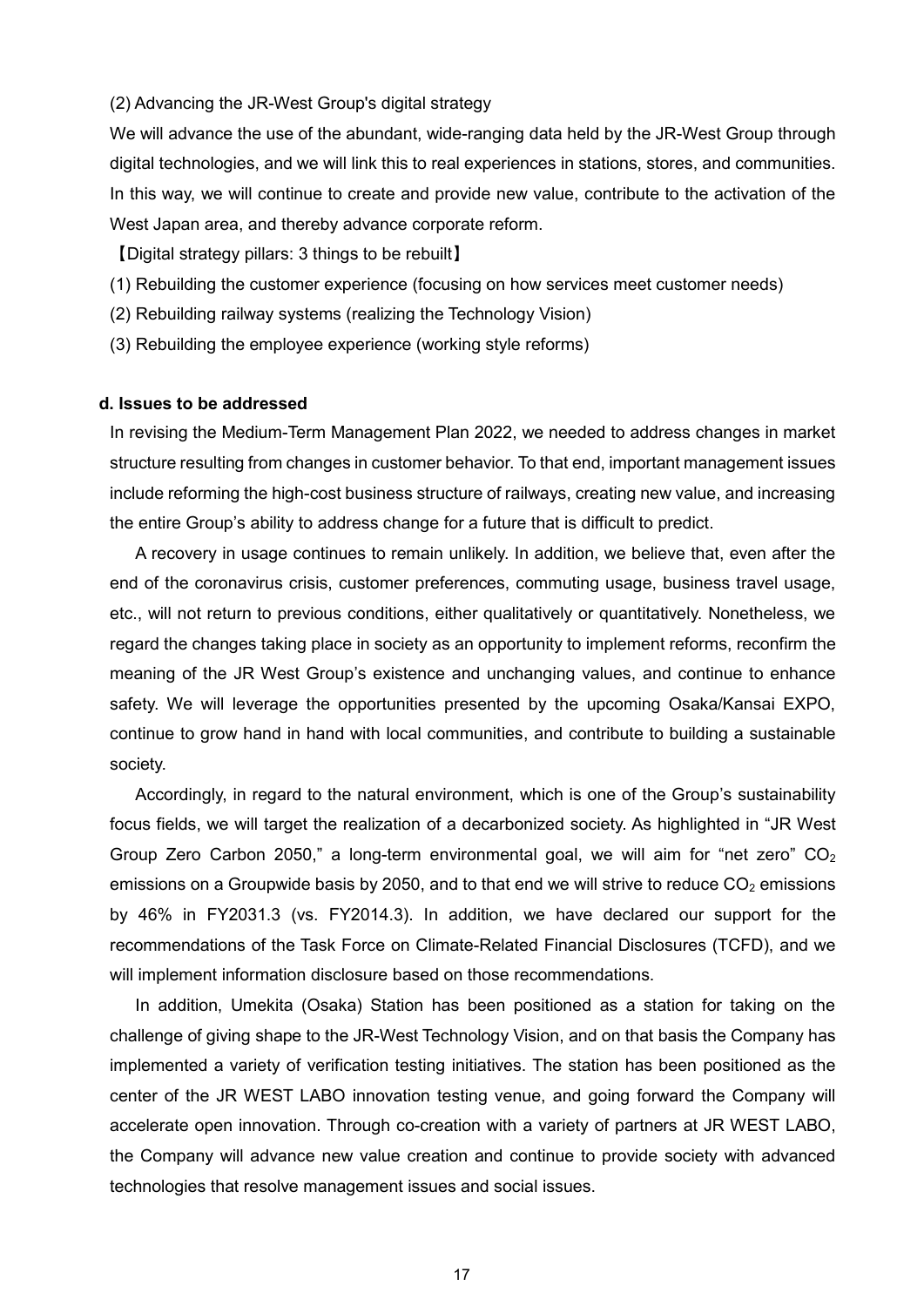(2) Advancing the JR-West Group's digital strategy

We will advance the use of the abundant, wide-ranging data held by the JR-West Group through digital technologies, and we will link this to real experiences in stations, stores, and communities. In this way, we will continue to create and provide new value, contribute to the activation of the West Japan area, and thereby advance corporate reform.

【Digital strategy pillars: 3 things to be rebuilt】

(1) Rebuilding the customer experience (focusing on how services meet customer needs)

(2) Rebuilding railway systems (realizing the Technology Vision)

(3) Rebuilding the employee experience (working style reforms)

**d. Issues to be addressed**

In revising the Medium-Term Management Plan 2022, we needed to address changes in market structure resulting from changes in customer behavior. To that end, important management issues include reforming the high-cost business structure of railways, creating new value, and increasing the entire Group's ability to address change for a future that is difficult to predict.

A recovery in usage continues to remain unlikely. In addition, we believe that, even after the end of the coronavirus crisis, customer preferences, commuting usage, business travel usage, etc., will not return to previous conditions, either qualitatively or quantitatively. Nonetheless, we regard the changes taking place in society as an opportunity to implement reforms, reconfirm the meaning of the JR West Group's existence and unchanging values, and continue to enhance safety. We will leverage the opportunities presented by the upcoming Osaka/Kansai EXPO, continue to grow hand in hand with local communities, and contribute to building a sustainable society.

Accordingly, in regard to the natural environment, which is one of the Group's sustainability focus fields, we will target the realization of a decarbonized society. As highlighted in "JR West Group Zero Carbon 2050," a long-term environmental goal, we will aim for "net zero" $CO_2$ emissions on a Groupwide basis by 2050, and to that end we will strive to reduce $CO_2$ emissions by 46% in FY2031.3 (vs. FY2014.3). In addition, we have declared our support for the recommendations of the Task Force on Climate-Related Financial Disclosures (TCFD), and we will implement information disclosure based on those recommendations.

In addition, Umekita (Osaka) Station has been positioned as a station for taking on the challenge of giving shape to the JR-West Technology Vision, and on that basis the Company has implemented a variety of verification testing initiatives. The station has been positioned as the center of the JR WEST LABO innovation testing venue, and going forward the Company will accelerate open innovation. Through co-creation with a variety of partners at JR WEST LABO, the Company will advance new value creation and continue to provide society with advanced technologies that resolve management issues and social issues.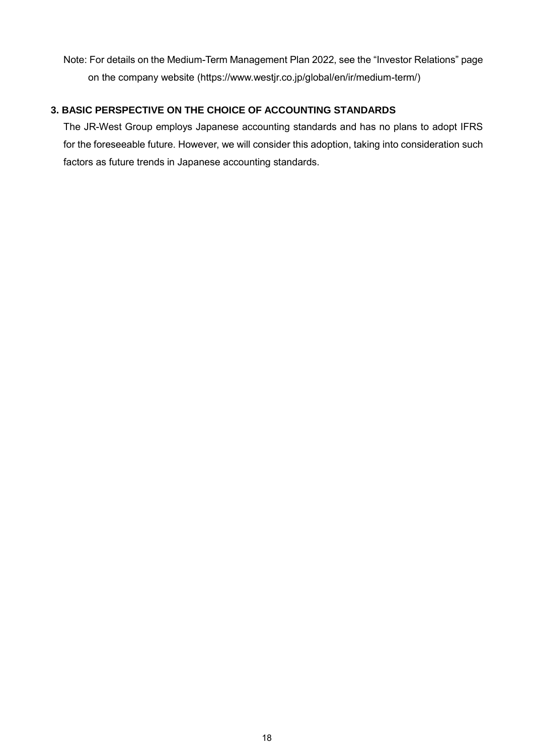Note: For details on the Medium-Term Management Plan 2022, see the "Investor Relations" page on the company website (https://www.westjr.co.jp/global/en/ir/medium-term/)

## 3. BASIC PERSPECTIVE ON THE CHOICE OF ACCOUNTING STANDARDS

The JR-West Group employs Japanese accounting standards and has no plans to adopt IFRS for the foreseeable future. However, we will consider this adoption, taking into consideration such factors as future trends in Japanese accounting standards.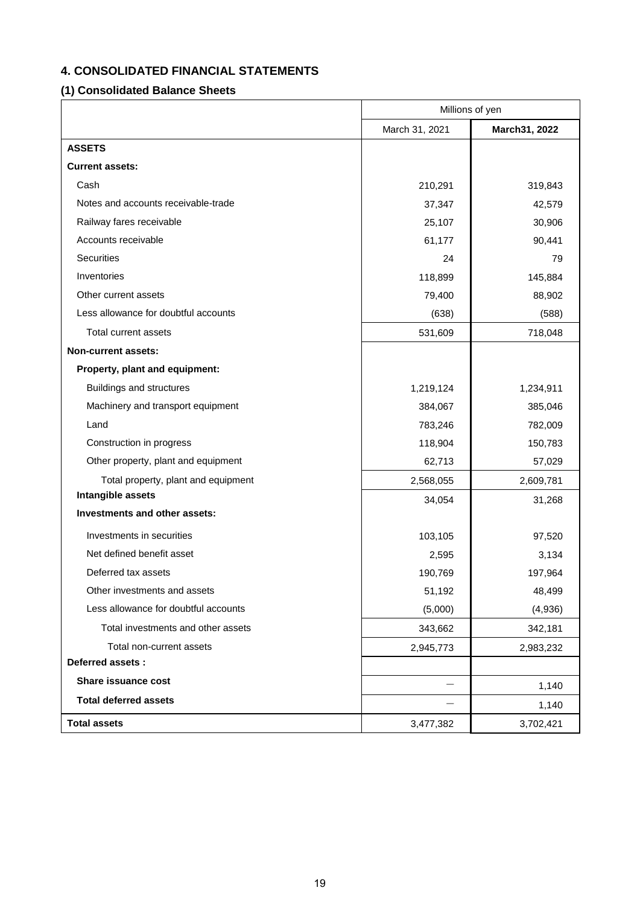## 4. CONSOLIDATED FINANCIAL STATEMENTS

### (1) Consolidated Balance Sheets

| | Millions of yen | |
|---|---|---|
| | March 31, 2021 | **March31, 2022** |
| **ASSETS** | | |
| **Current assets:** | | |
| Cash | 210,291 | 319,843 |
| Notes and accounts receivable-trade | 37,347 | 42,579 |
| Railway fares receivable | 25,107 | 30,906 |
| Accounts receivable | 61,177 | 90,441 |
| Securities | 24 | 79 |
| Inventories | 118,899 | 145,884 |
| Other current assets | 79,400 | 88,902 |
| Less allowance for doubtful accounts | (638) | (588) |
| Total current assets | 531,609 | 718,048 |
| **Non-current assets:** | | |
| **Property, plant and equipment:** | | |
| Buildings and structures | 1,219,124 | 1,234,911 |
| Machinery and transport equipment | 384,067 | 385,046 |
| Land | 783,246 | 782,009 |
| Construction in progress | 118,904 | 150,783 |
| Other property, plant and equipment | 62,713 | 57,029 |
| Total property, plant and equipment | 2,568,055 | 2,609,781 |
| **Intangible assets** | 34,054 | 31,268 |
| **Investments and other assets:** | | |
| Investments in securities | 103,105 | 97,520 |
| Net defined benefit asset | 2,595 | 3,134 |
| Deferred tax assets | 190,769 | 197,964 |
| Other investments and assets | 51,192 | 48,499 |
| Less allowance for doubtful accounts | (5,000) | (4,936) |
| Total investments and other assets | 343,662 | 342,181 |
| Total non-current assets | 2,945,773 | 2,983,232 |
| **Deferred assets :** | | |
| **Share issuance cost** | ― | 1,140 |
| **Total deferred assets** | ― | 1,140 |
| **Total assets** | 3,477,382 | 3,702,421 |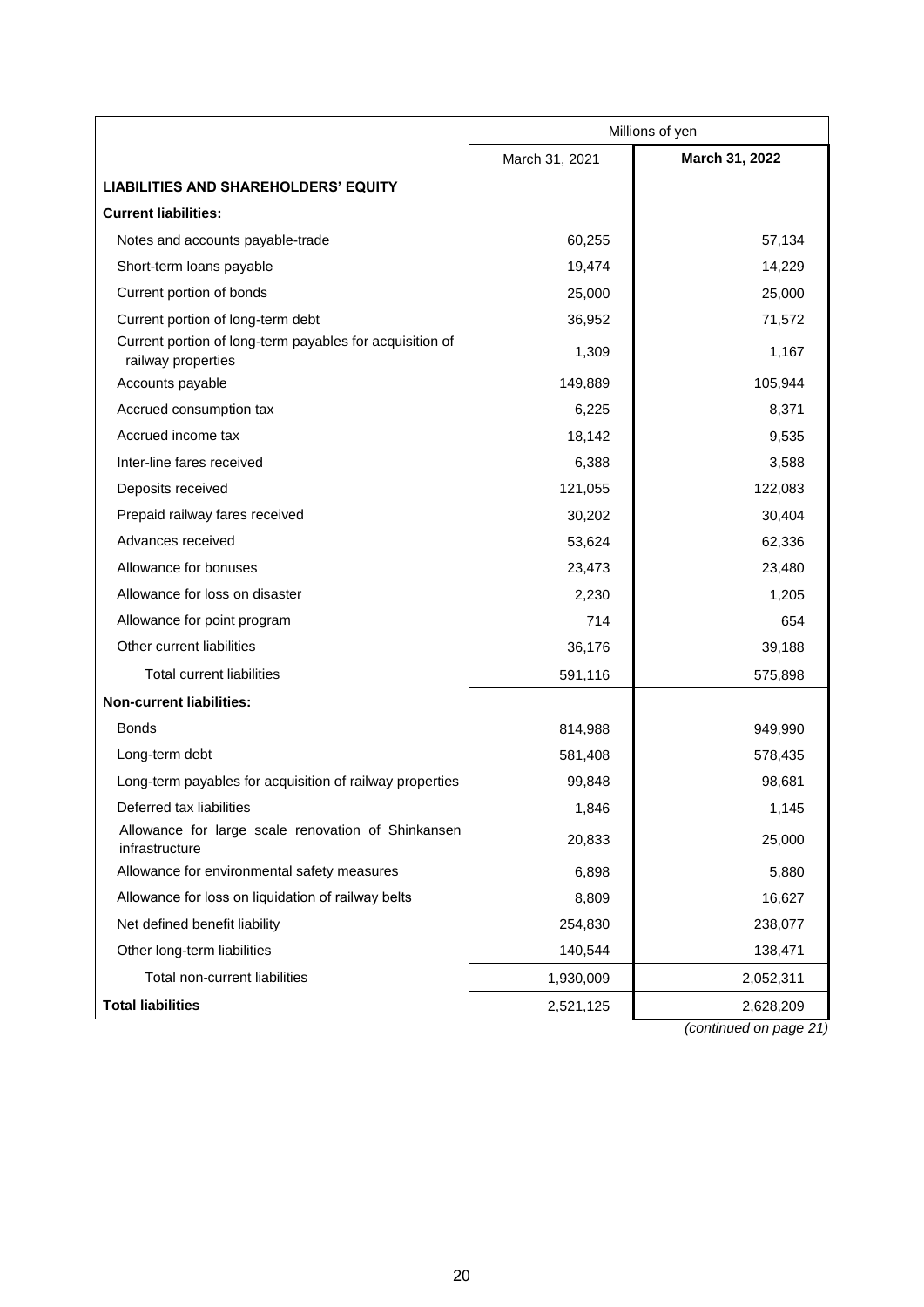| | Millions of yen | |
|---|---|---|
| | March 31, 2021 | **March 31, 2022** |
| **LIABILITIES AND SHAREHOLDERS' EQUITY** | | |
| **Current liabilities:** | | |
| Notes and accounts payable-trade | 60,255 | 57,134 |
| Short-term loans payable | 19,474 | 14,229 |
| Current portion of bonds | 25,000 | 25,000 |
| Current portion of long-term debt | 36,952 | 71,572 |
| Current portion of long-term payables for acquisition of railway properties | 1,309 | 1,167 |
| Accounts payable | 149,889 | 105,944 |
| Accrued consumption tax | 6,225 | 8,371 |
| Accrued income tax | 18,142 | 9,535 |
| Inter-line fares received | 6,388 | 3,588 |
| Deposits received | 121,055 | 122,083 |
| Prepaid railway fares received | 30,202 | 30,404 |
| Advances received | 53,624 | 62,336 |
| Allowance for bonuses | 23,473 | 23,480 |
| Allowance for loss on disaster | 2,230 | 1,205 |
| Allowance for point program | 714 | 654 |
| Other current liabilities | 36,176 | 39,188 |
| Total current liabilities | 591,116 | 575,898 |
| **Non-current liabilities:** | | |
| Bonds | 814,988 | 949,990 |
| Long-term debt | 581,408 | 578,435 |
| Long-term payables for acquisition of railway properties | 99,848 | 98,681 |
| Deferred tax liabilities | 1,846 | 1,145 |
| Allowance for large scale renovation of Shinkansen infrastructure | 20,833 | 25,000 |
| Allowance for environmental safety measures | 6,898 | 5,880 |
| Allowance for loss on liquidation of railway belts | 8,809 | 16,627 |
| Net defined benefit liability | 254,830 | 238,077 |
| Other long-term liabilities | 140,544 | 138,471 |
| Total non-current liabilities | 1,930,009 | 2,052,311 |
| **Total liabilities** | 2,521,125 | 2,628,209 |

*(continued on page 21)*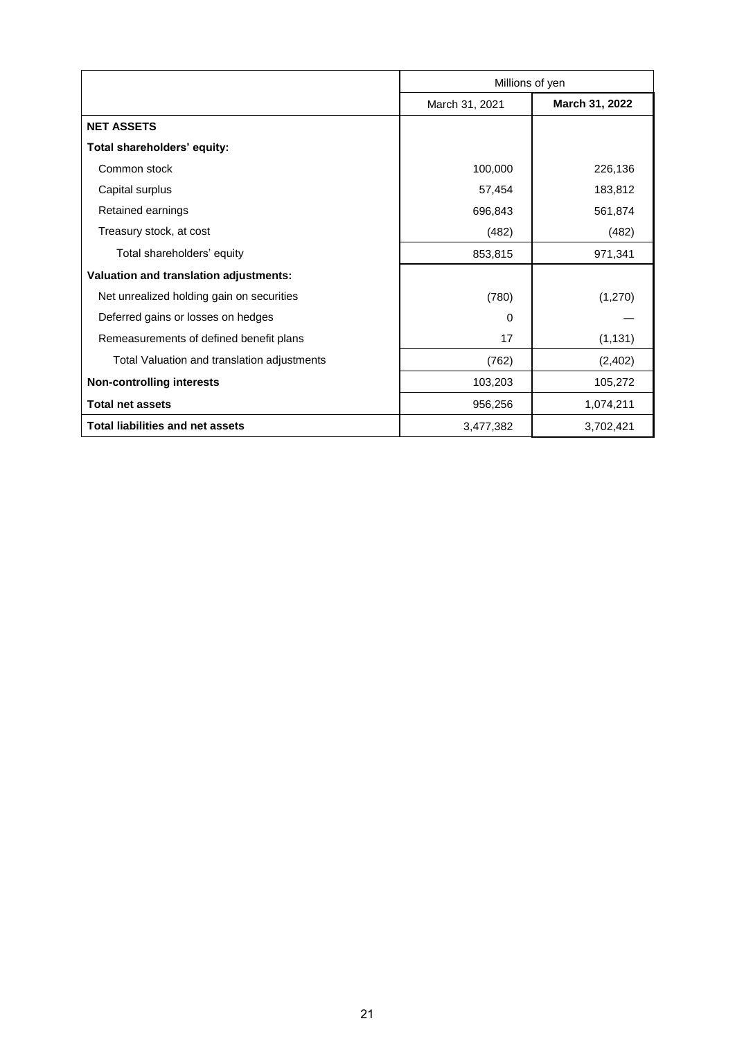| | Millions of yen | |
|---|---|---|
| | March 31, 2021 | **March 31, 2022** |
| **NET ASSETS** | | |
| **Total shareholders' equity:** | | |
| Common stock | 100,000 | 226,136 |
| Capital surplus | 57,454 | 183,812 |
| Retained earnings | 696,843 | 561,874 |
| Treasury stock, at cost | (482) | (482) |
| Total shareholders' equity | 853,815 | 971,341 |
| **Valuation and translation adjustments:** | | |
| Net unrealized holding gain on securities | (780) | (1,270) |
| Deferred gains or losses on hedges | 0 | — |
| Remeasurements of defined benefit plans | 17 | (1,131) |
| Total Valuation and translation adjustments | (762) | (2,402) |
| **Non-controlling interests** | 103,203 | 105,272 |
| **Total net assets** | 956,256 | 1,074,211 |
| **Total liabilities and net assets** | 3,477,382 | 3,702,421 |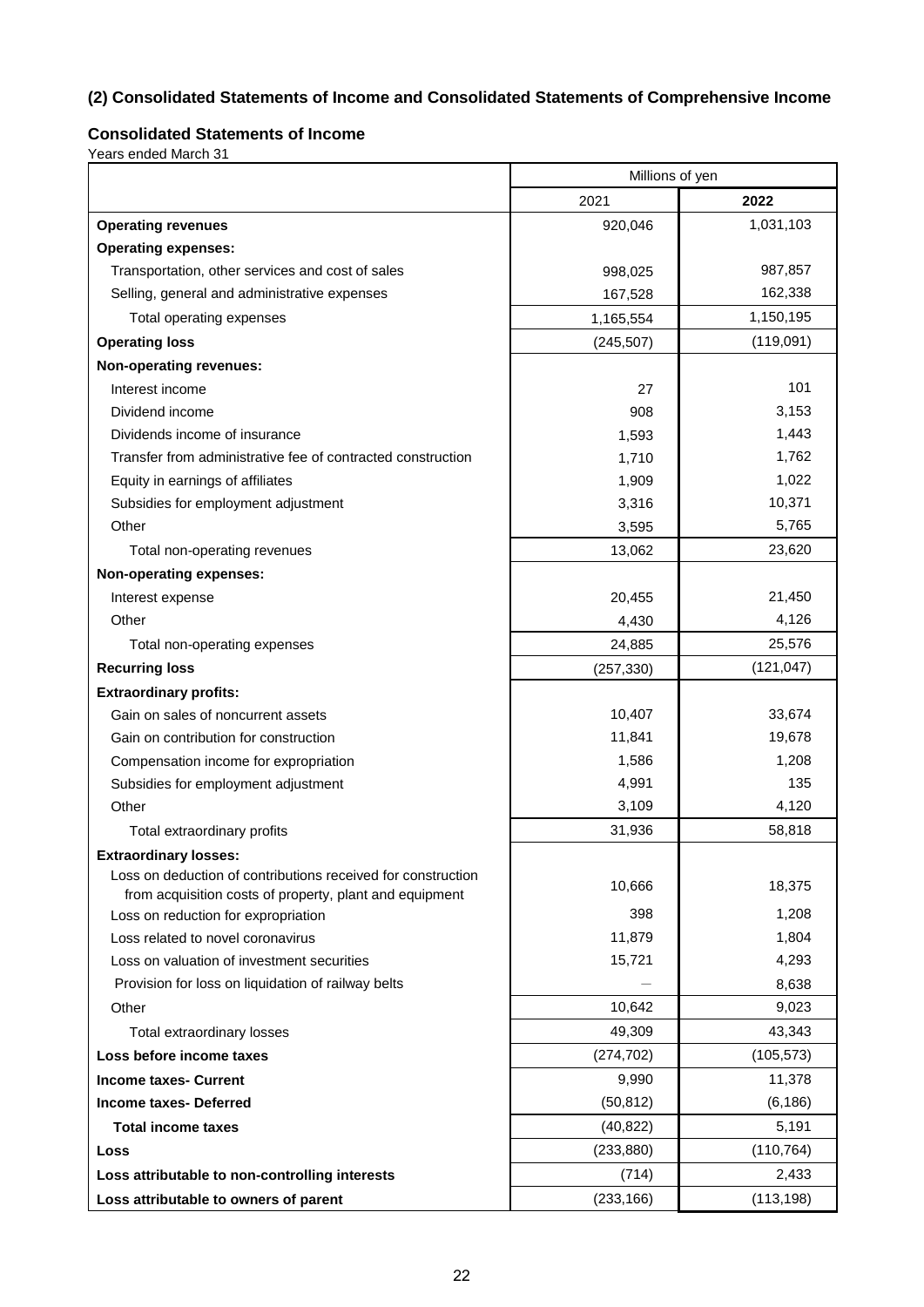## (2) Consolidated Statements of Income and Consolidated Statements of Comprehensive Income

### Consolidated Statements of Income

Years ended March 31

| | Millions of yen | |
|---|---|---|
| | 2021 | **2022** |
| **Operating revenues** | 920,046 | 1,031,103 |
| **Operating expenses:** | | |
| Transportation, other services and cost of sales | 998,025 | 987,857 |
| Selling, general and administrative expenses | 167,528 | 162,338 |
| Total operating expenses | 1,165,554 | 1,150,195 |
| **Operating loss** | (245,507) | (119,091) |
| **Non-operating revenues:** | | |
| Interest income | 27 | 101 |
| Dividend income | 908 | 3,153 |
| Dividends income of insurance | 1,593 | 1,443 |
| Transfer from administrative fee of contracted construction | 1,710 | 1,762 |
| Equity in earnings of affiliates | 1,909 | 1,022 |
| Subsidies for employment adjustment | 3,316 | 10,371 |
| Other | 3,595 | 5,765 |
| Total non-operating revenues | 13,062 | 23,620 |
| **Non-operating expenses:** | | |
| Interest expense | 20,455 | 21,450 |
| Other | 4,430 | 4,126 |
| Total non-operating expenses | 24,885 | 25,576 |
| **Recurring loss** | (257,330) | (121,047) |
| **Extraordinary profits:** | | |
| Gain on sales of noncurrent assets | 10,407 | 33,674 |
| Gain on contribution for construction | 11,841 | 19,678 |
| Compensation income for expropriation | 1,586 | 1,208 |
| Subsidies for employment adjustment | 4,991 | 135 |
| Other | 3,109 | 4,120 |
| Total extraordinary profits | 31,936 | 58,818 |
| **Extraordinary losses:** | | |
| Loss on deduction of contributions received for construction from acquisition costs of property, plant and equipment | 10,666 | 18,375 |
| Loss on reduction for expropriation | 398 | 1,208 |
| Loss related to novel coronavirus | 11,879 | 1,804 |
| Loss on valuation of investment securities | 15,721 | 4,293 |
| Provision for loss on liquidation of railway belts | — | 8,638 |
| Other | 10,642 | 9,023 |
| Total extraordinary losses | 49,309 | 43,343 |
| **Loss before income taxes** | (274,702) | (105,573) |
| **Income taxes- Current** | 9,990 | 11,378 |
| **Income taxes- Deferred** | (50,812) | (6,186) |
| **Total income taxes** | (40,822) | 5,191 |
| **Loss** | (233,880) | (110,764) |
| **Loss attributable to non-controlling interests** | (714) | 2,433 |
| **Loss attributable to owners of parent** | (233,166) | (113,198) |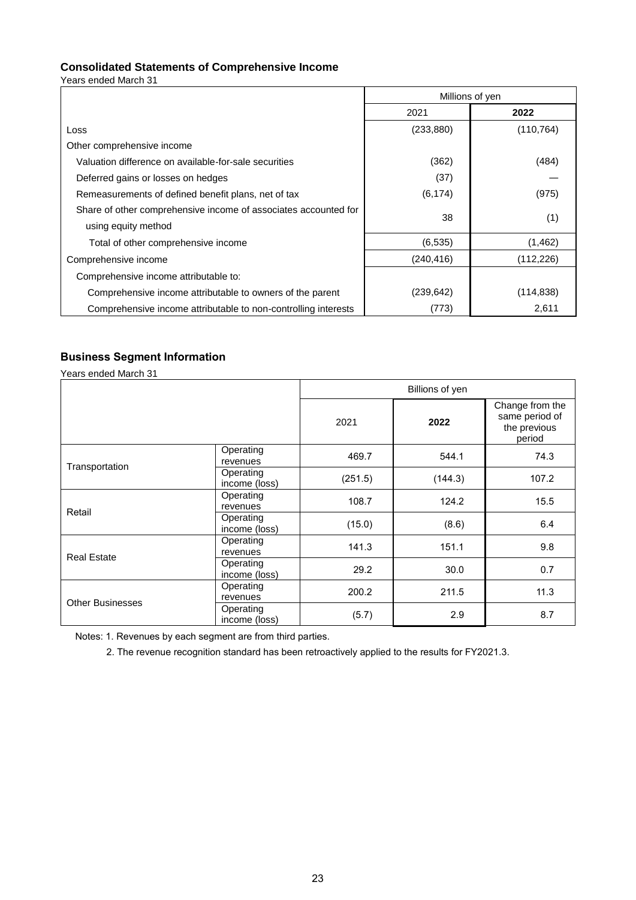### Consolidated Statements of Comprehensive Income

Years ended March 31

| | Millions of yen | |
|---|---|---|
| | 2021 | **2022** |
| Loss | (233,880) | (110,764) |
| Other comprehensive income | | |
| Valuation difference on available-for-sale securities | (362) | (484) |
| Deferred gains or losses on hedges | (37) | — |
| Remeasurements of defined benefit plans, net of tax | (6,174) | (975) |
| Share of other comprehensive income of associates accounted for using equity method | 38 | (1) |
| Total of other comprehensive income | (6,535) | (1,462) |
| Comprehensive income | (240,416) | (112,226) |
| Comprehensive income attributable to: | | |
| Comprehensive income attributable to owners of the parent | (239,642) | (114,838) |
| Comprehensive income attributable to non-controlling interests | (773) | 2,611 |

### Business Segment Information

Years ended March 31

| | | Billions of yen | | |
|---|---|---|---|---|
| | | 2021 | **2022** | Change from the same period of the previous period |
| Transportation | Operating revenues | 469.7 | 544.1 | 74.3 |
| | Operating income (loss) | (251.5) | (144.3) | 107.2 |
| Retail | Operating revenues | 108.7 | 124.2 | 15.5 |
| | Operating income (loss) | (15.0) | (8.6) | 6.4 |
| Real Estate | Operating revenues | 141.3 | 151.1 | 9.8 |
| | Operating income (loss) | 29.2 | 30.0 | 0.7 |
| Other Businesses | Operating revenues | 200.2 | 211.5 | 11.3 |
| | Operating income (loss) | (5.7) | 2.9 | 8.7 |

Notes: 1. Revenues by each segment are from third parties.

2. The revenue recognition standard has been retroactively applied to the results for FY2021.3.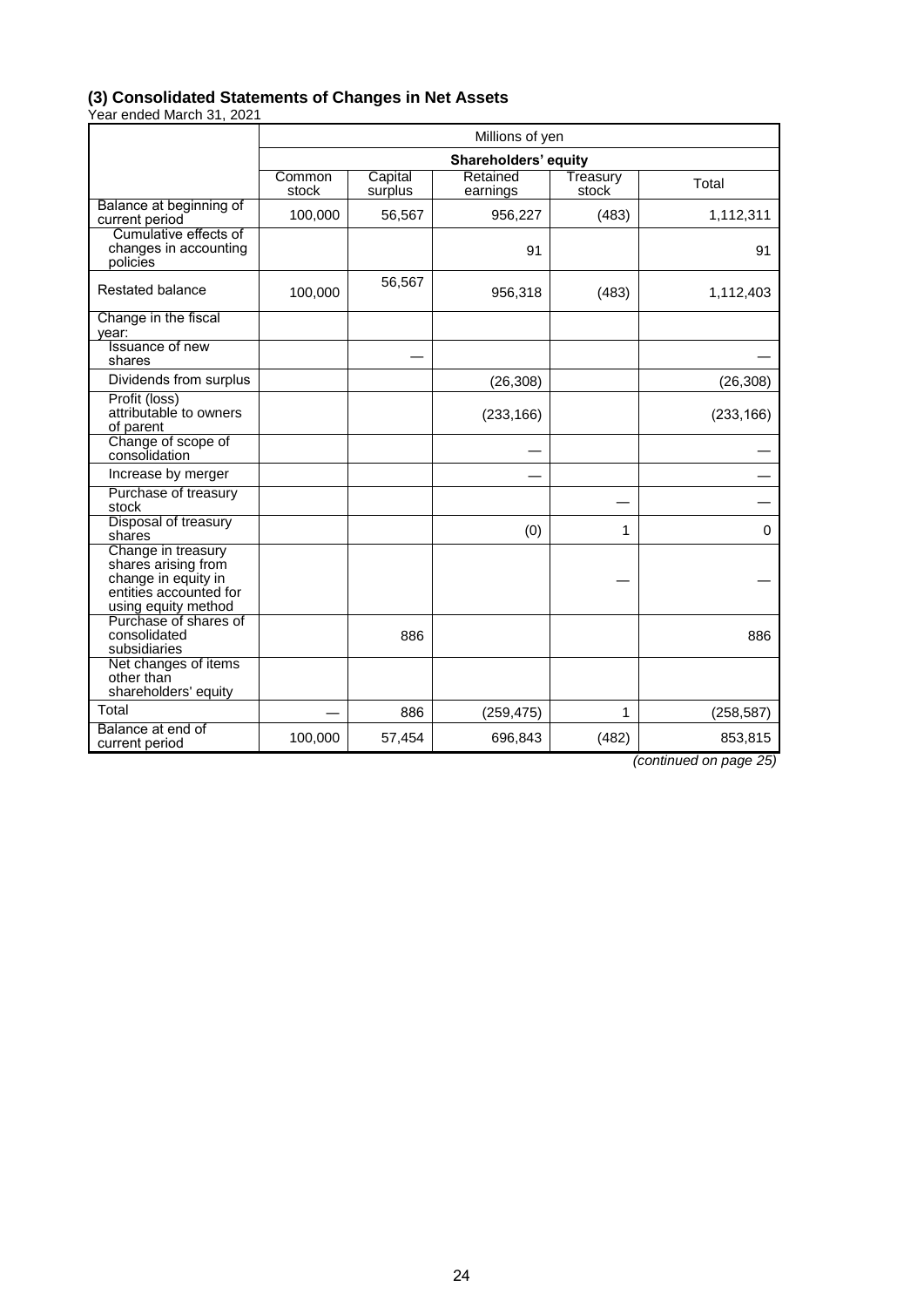### (3) Consolidated Statements of Changes in Net Assets

Year ended March 31, 2021

| | Millions of yen | | | | |
|---|---|---|---|---|---|
| | Shareholders' equity | | | | |
| | Common stock | Capital surplus | Retained earnings | Treasury stock | Total |
| Balance at beginning of current period | 100,000 | 56,567 | 956,227 | (483) | 1,112,311 |
| Cumulative effects of changes in accounting policies | | | 91 | | 91 |
| Restated balance | 100,000 | 56,567 | 956,318 | (483) | 1,112,403 |
| Change in the fiscal year: | | | | | |
| Issuance of new shares | | — | | | — |
| Dividends from surplus | | | (26,308) | | (26,308) |
| Profit (loss) attributable to owners of parent | | | (233,166) | | (233,166) |
| Change of scope of consolidation | | | — | | — |
| Increase by merger | | | — | | — |
| Purchase of treasury stock | | | | — | — |
| Disposal of treasury shares | | | (0) | 1 | 0 |
| Change in treasury shares arising from change in equity in entities accounted for using equity method | | | | — | — |
| Purchase of shares of consolidated subsidiaries | | 886 | | | 886 |
| Net changes of items other than shareholders' equity | | | | | |
| Total | — | 886 | (259,475) | 1 | (258,587) |
| Balance at end of current period | 100,000 | 57,454 | 696,843 | (482) | 853,815 |

*(continued on page 25)*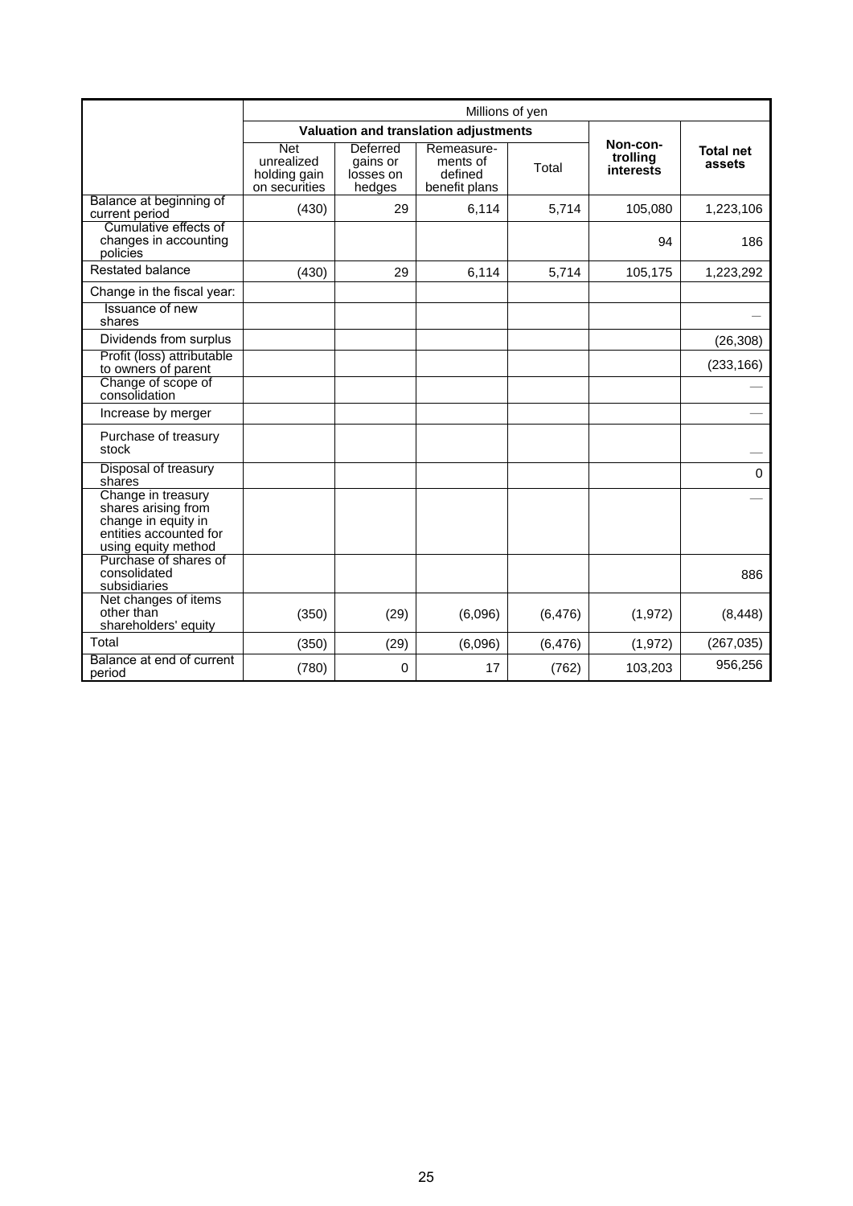| | Millions of yen | | | | | |
|---|---|---|---|---|---|---|
| | Valuation and translation adjustments | | | | Non-controlling interests | Total net assets |
| | Net unrealized holding gain on securities | Deferred gains or losses on hedges | Remeasurements of defined benefit plans | Total | | |
| Balance at beginning of current period | (430) | 29 | 6,114 | 5,714 | 105,080 | 1,223,106 |
| Cumulative effects of changes in accounting policies | | | | | 94 | 186 |
| Restated balance | (430) | 29 | 6,114 | 5,714 | 105,175 | 1,223,292 |
| Change in the fiscal year: | | | | | | |
| Issuance of new shares | | | | | | — |
| Dividends from surplus | | | | | | (26,308) |
| Profit (loss) attributable to owners of parent | | | | | | (233,166) |
| Change of scope of consolidation | | | | | | — |
| Increase by merger | | | | | | — |
| Purchase of treasury stock | | | | | | — |
| Disposal of treasury shares | | | | | | 0 |
| Change in treasury shares arising from change in equity in entities accounted for using equity method | | | | | | — |
| Purchase of shares of consolidated subsidiaries | | | | | | 886 |
| Net changes of items other than shareholders' equity | (350) | (29) | (6,096) | (6,476) | (1,972) | (8,448) |
| Total | (350) | (29) | (6,096) | (6,476) | (1,972) | (267,035) |
| Balance at end of current period | (780) | 0 | 17 | (762) | 103,203 | 956,256 |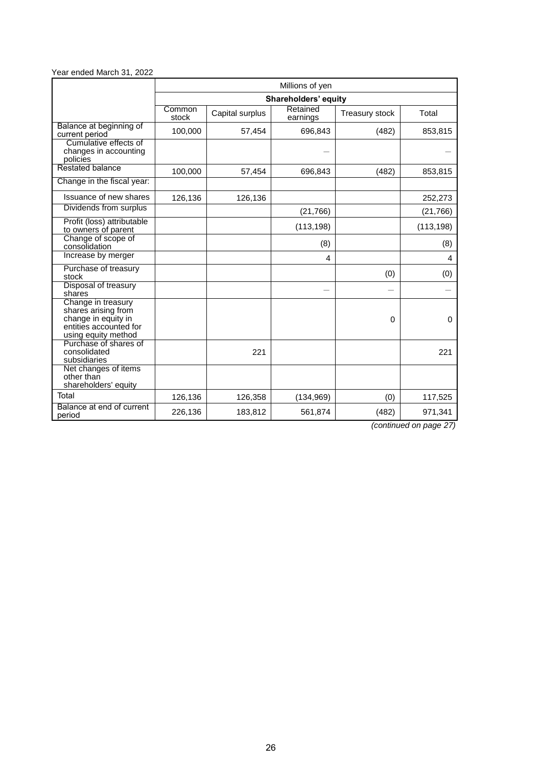Year ended March 31, 2022

| | Millions of yen | | | | |
|---|---|---|---|---|---|
| | Shareholders' equity | | | | |
| | Common stock | Capital surplus | Retained earnings | Treasury stock | Total |
| Balance at beginning of current period | 100,000 | 57,454 | 696,843 | (482) | 853,815 |
| Cumulative effects of changes in accounting policies | | | — | | — |
| Restated balance | 100,000 | 57,454 | 696,843 | (482) | 853,815 |
| Change in the fiscal year: | | | | | |
| Issuance of new shares | 126,136 | 126,136 | | | 252,273 |
| Dividends from surplus | | | (21,766) | | (21,766) |
| Profit (loss) attributable to owners of parent | | | (113,198) | | (113,198) |
| Change of scope of consolidation | | | (8) | | (8) |
| Increase by merger | | | 4 | | 4 |
| Purchase of treasury stock | | | | (0) | (0) |
| Disposal of treasury shares | | | — | — | — |
| Change in treasury shares arising from change in equity in entities accounted for using equity method | | | | 0 | 0 |
| Purchase of shares of consolidated subsidiaries | | 221 | | | 221 |
| Net changes of items other than shareholders' equity | | | | | |
| Total | 126,136 | 126,358 | (134,969) | (0) | 117,525 |
| Balance at end of current period | 226,136 | 183,812 | 561,874 | (482) | 971,341 |

*(continued on page 27)*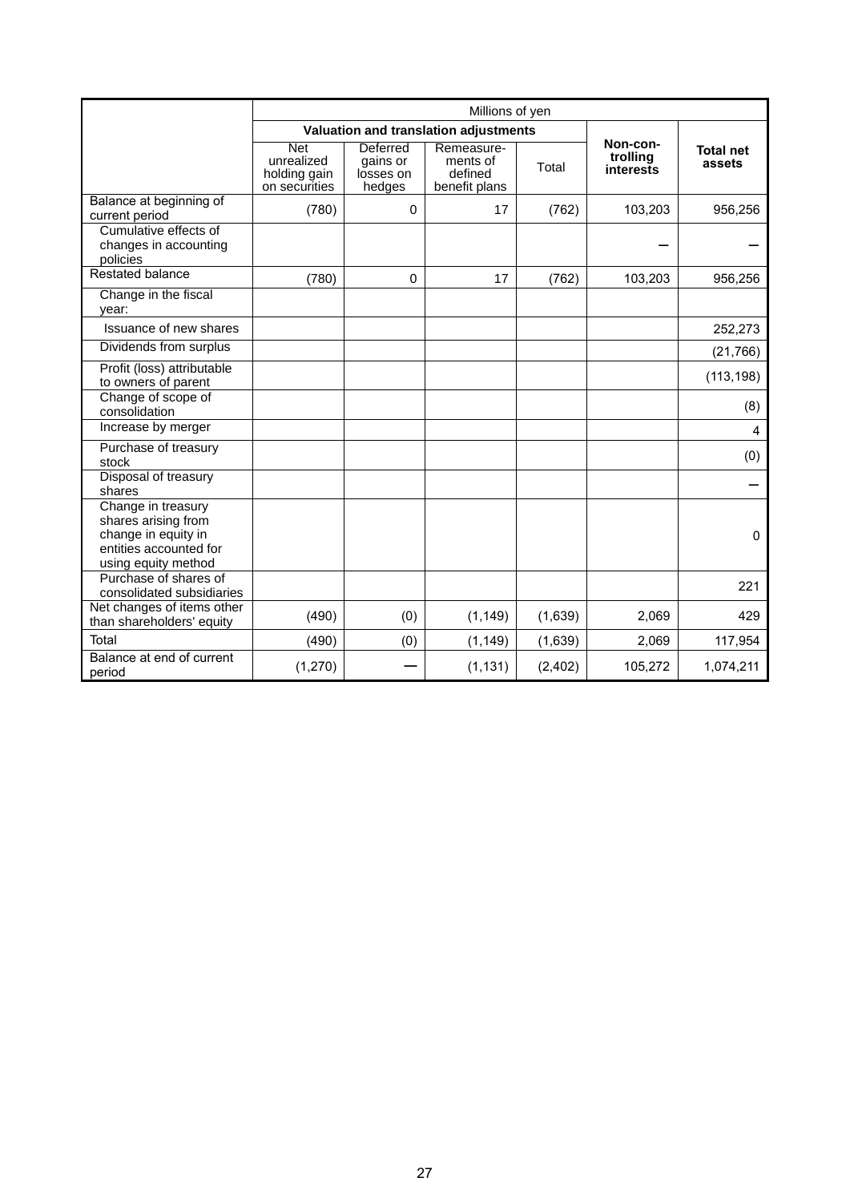| | Millions of yen | | | | | |
|---|---|---|---|---|---|---|
| | **Valuation and translation adjustments** | | | | **Non-controlling interests** | **Total net assets** |
| | Net unrealized holding gain on securities | Deferred gains or losses on hedges | Remeasurements of defined benefit plans | Total | | |
| Balance at beginning of current period | (780) | 0 | 17 | (762) | 103,203 | 956,256 |
| Cumulative effects of changes in accounting policies | | | | | ― | ― |
| Restated balance | (780) | 0 | 17 | (762) | 103,203 | 956,256 |
| Change in the fiscal year: | | | | | | |
| Issuance of new shares | | | | | | 252,273 |
| Dividends from surplus | | | | | | (21,766) |
| Profit (loss) attributable to owners of parent | | | | | | (113,198) |
| Change of scope of consolidation | | | | | | (8) |
| Increase by merger | | | | | | 4 |
| Purchase of treasury stock | | | | | | (0) |
| Disposal of treasury shares | | | | | | ― |
| Change in treasury shares arising from change in equity in entities accounted for using equity method | | | | | | 0 |
| Purchase of shares of consolidated subsidiaries | | | | | | 221 |
| Net changes of items other than shareholders' equity | (490) | (0) | (1,149) | (1,639) | 2,069 | 429 |
| Total | (490) | (0) | (1,149) | (1,639) | 2,069 | 117,954 |
| Balance at end of current period | (1,270) | ― | (1,131) | (2,402) | 105,272 | 1,074,211 |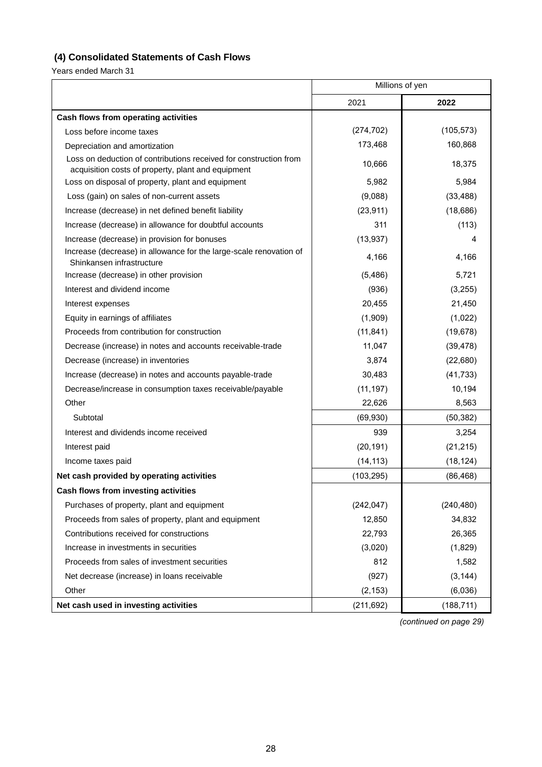## (4) Consolidated Statements of Cash Flows

Years ended March 31

| | Millions of yen | |
|---|---|---|
| | 2021 | **2022** |
| **Cash flows from operating activities** | | |
| Loss before income taxes | (274,702) | (105,573) |
| Depreciation and amortization | 173,468 | 160,868 |
| Loss on deduction of contributions received for construction from acquisition costs of property, plant and equipment | 10,666 | 18,375 |
| Loss on disposal of property, plant and equipment | 5,982 | 5,984 |
| Loss (gain) on sales of non-current assets | (9,088) | (33,488) |
| Increase (decrease) in net defined benefit liability | (23,911) | (18,686) |
| Increase (decrease) in allowance for doubtful accounts | 311 | (113) |
| Increase (decrease) in provision for bonuses | (13,937) | 4 |
| Increase (decrease) in allowance for the large-scale renovation of Shinkansen infrastructure | 4,166 | 4,166 |
| Increase (decrease) in other provision | (5,486) | 5,721 |
| Interest and dividend income | (936) | (3,255) |
| Interest expenses | 20,455 | 21,450 |
| Equity in earnings of affiliates | (1,909) | (1,022) |
| Proceeds from contribution for construction | (11,841) | (19,678) |
| Decrease (increase) in notes and accounts receivable-trade | 11,047 | (39,478) |
| Decrease (increase) in inventories | 3,874 | (22,680) |
| Increase (decrease) in notes and accounts payable-trade | 30,483 | (41,733) |
| Decrease/increase in consumption taxes receivable/payable | (11,197) | 10,194 |
| Other | 22,626 | 8,563 |
| Subtotal | (69,930) | (50,382) |
| Interest and dividends income received | 939 | 3,254 |
| Interest paid | (20,191) | (21,215) |
| Income taxes paid | (14,113) | (18,124) |
| **Net cash provided by operating activities** | (103,295) | (86,468) |
| **Cash flows from investing activities** | | |
| Purchases of property, plant and equipment | (242,047) | (240,480) |
| Proceeds from sales of property, plant and equipment | 12,850 | 34,832 |
| Contributions received for constructions | 22,793 | 26,365 |
| Increase in investments in securities | (3,020) | (1,829) |
| Proceeds from sales of investment securities | 812 | 1,582 |
| Net decrease (increase) in loans receivable | (927) | (3,144) |
| Other | (2,153) | (6,036) |
| **Net cash used in investing activities** | (211,692) | (188,711) |

*(continued on page 29)*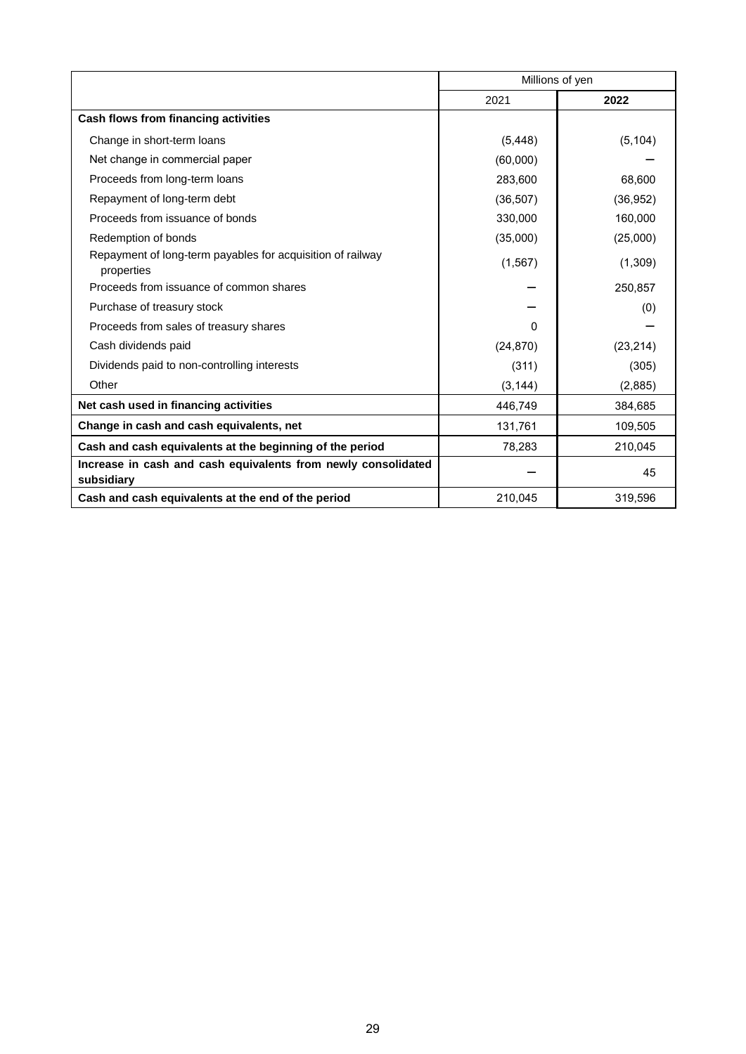| | Millions of yen | |
|---|---|---|
| | 2021 | **2022** |
| **Cash flows from financing activities** | | |
| Change in short-term loans | (5,448) | (5,104) |
| Net change in commercial paper | (60,000) | ー |
| Proceeds from long-term loans | 283,600 | 68,600 |
| Repayment of long-term debt | (36,507) | (36,952) |
| Proceeds from issuance of bonds | 330,000 | 160,000 |
| Redemption of bonds | (35,000) | (25,000) |
| Repayment of long-term payables for acquisition of railway properties | (1,567) | (1,309) |
| Proceeds from issuance of common shares | ー | 250,857 |
| Purchase of treasury stock | ー | (0) |
| Proceeds from sales of treasury shares | 0 | ー |
| Cash dividends paid | (24,870) | (23,214) |
| Dividends paid to non-controlling interests | (311) | (305) |
| Other | (3,144) | (2,885) |
| **Net cash used in financing activities** | 446,749 | 384,685 |
| **Change in cash and cash equivalents, net** | 131,761 | 109,505 |
| **Cash and cash equivalents at the beginning of the period** | 78,283 | 210,045 |
| **Increase in cash and cash equivalents from newly consolidated subsidiary** | ー | 45 |
| **Cash and cash equivalents at the end of the period** | 210,045 | 319,596 |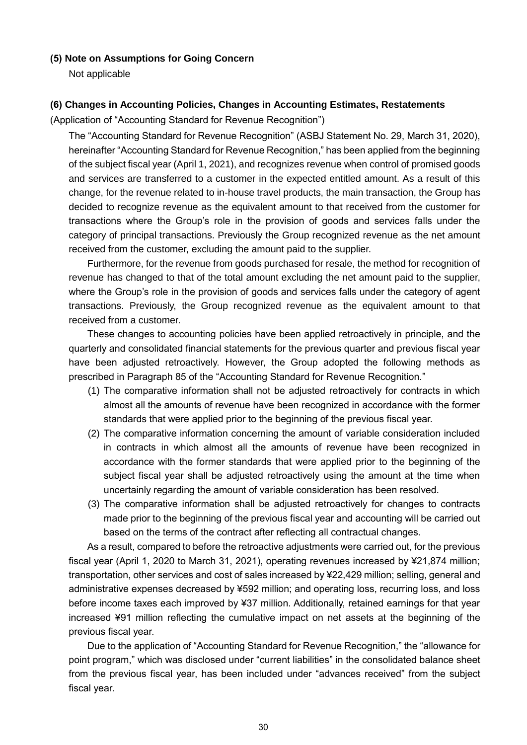**(5) Note on Assumptions for Going Concern**

Not applicable

**(6) Changes in Accounting Policies, Changes in Accounting Estimates, Restatements**

(Application of "Accounting Standard for Revenue Recognition")

The "Accounting Standard for Revenue Recognition" (ASBJ Statement No. 29, March 31, 2020), hereinafter "Accounting Standard for Revenue Recognition," has been applied from the beginning of the subject fiscal year (April 1, 2021), and recognizes revenue when control of promised goods and services are transferred to a customer in the expected entitled amount. As a result of this change, for the revenue related to in-house travel products, the main transaction, the Group has decided to recognize revenue as the equivalent amount to that received from the customer for transactions where the Group's role in the provision of goods and services falls under the category of principal transactions. Previously the Group recognized revenue as the net amount received from the customer, excluding the amount paid to the supplier.

Furthermore, for the revenue from goods purchased for resale, the method for recognition of revenue has changed to that of the total amount excluding the net amount paid to the supplier, where the Group's role in the provision of goods and services falls under the category of agent transactions. Previously, the Group recognized revenue as the equivalent amount to that received from a customer.

These changes to accounting policies have been applied retroactively in principle, and the quarterly and consolidated financial statements for the previous quarter and previous fiscal year have been adjusted retroactively. However, the Group adopted the following methods as prescribed in Paragraph 85 of the "Accounting Standard for Revenue Recognition."

(1) The comparative information shall not be adjusted retroactively for contracts in which almost all the amounts of revenue have been recognized in accordance with the former standards that were applied prior to the beginning of the previous fiscal year.

(2) The comparative information concerning the amount of variable consideration included in contracts in which almost all the amounts of revenue have been recognized in accordance with the former standards that were applied prior to the beginning of the subject fiscal year shall be adjusted retroactively using the amount at the time when uncertainly regarding the amount of variable consideration has been resolved.

(3) The comparative information shall be adjusted retroactively for changes to contracts made prior to the beginning of the previous fiscal year and accounting will be carried out based on the terms of the contract after reflecting all contractual changes.

As a result, compared to before the retroactive adjustments were carried out, for the previous fiscal year (April 1, 2020 to March 31, 2021), operating revenues increased by ¥21,874 million; transportation, other services and cost of sales increased by ¥22,429 million; selling, general and administrative expenses decreased by ¥592 million; and operating loss, recurring loss, and loss before income taxes each improved by ¥37 million. Additionally, retained earnings for that year increased ¥91 million reflecting the cumulative impact on net assets at the beginning of the previous fiscal year.

Due to the application of "Accounting Standard for Revenue Recognition," the "allowance for point program," which was disclosed under "current liabilities" in the consolidated balance sheet from the previous fiscal year, has been included under "advances received" from the subject fiscal year.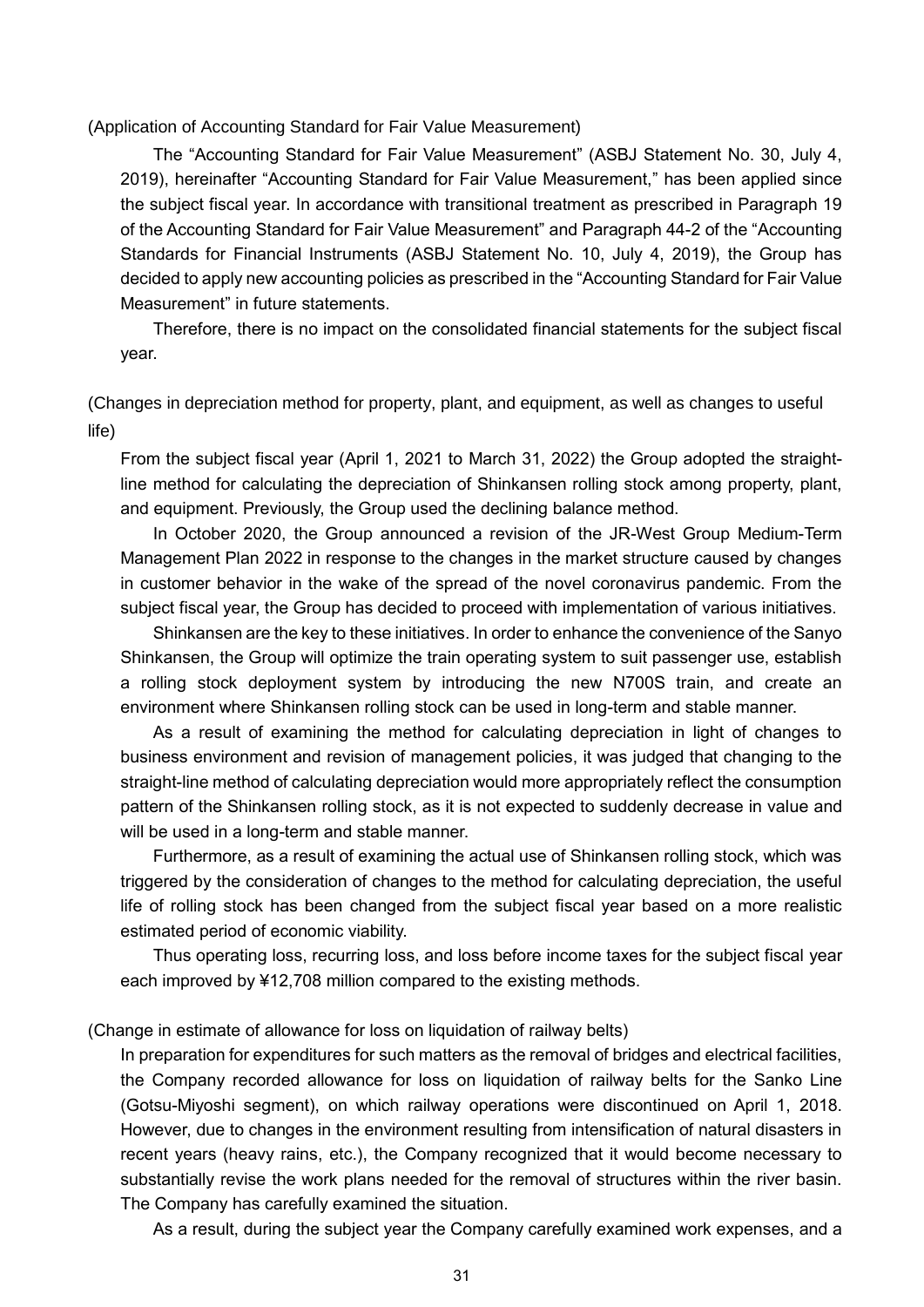(Application of Accounting Standard for Fair Value Measurement)

The "Accounting Standard for Fair Value Measurement" (ASBJ Statement No. 30, July 4, 2019), hereinafter "Accounting Standard for Fair Value Measurement," has been applied since the subject fiscal year. In accordance with transitional treatment as prescribed in Paragraph 19 of the Accounting Standard for Fair Value Measurement" and Paragraph 44-2 of the "Accounting Standards for Financial Instruments (ASBJ Statement No. 10, July 4, 2019), the Group has decided to apply new accounting policies as prescribed in the "Accounting Standard for Fair Value Measurement" in future statements.

Therefore, there is no impact on the consolidated financial statements for the subject fiscal year.

(Changes in depreciation method for property, plant, and equipment, as well as changes to useful life)

From the subject fiscal year (April 1, 2021 to March 31, 2022) the Group adopted the straight-line method for calculating the depreciation of Shinkansen rolling stock among property, plant, and equipment. Previously, the Group used the declining balance method.

In October 2020, the Group announced a revision of the JR-West Group Medium-Term Management Plan 2022 in response to the changes in the market structure caused by changes in customer behavior in the wake of the spread of the novel coronavirus pandemic. From the subject fiscal year, the Group has decided to proceed with implementation of various initiatives.

Shinkansen are the key to these initiatives. In order to enhance the convenience of the Sanyo Shinkansen, the Group will optimize the train operating system to suit passenger use, establish a rolling stock deployment system by introducing the new N700S train, and create an environment where Shinkansen rolling stock can be used in long-term and stable manner.

As a result of examining the method for calculating depreciation in light of changes to business environment and revision of management policies, it was judged that changing to the straight-line method of calculating depreciation would more appropriately reflect the consumption pattern of the Shinkansen rolling stock, as it is not expected to suddenly decrease in value and will be used in a long-term and stable manner.

Furthermore, as a result of examining the actual use of Shinkansen rolling stock, which was triggered by the consideration of changes to the method for calculating depreciation, the useful life of rolling stock has been changed from the subject fiscal year based on a more realistic estimated period of economic viability.

Thus operating loss, recurring loss, and loss before income taxes for the subject fiscal year each improved by ¥12,708 million compared to the existing methods.

(Change in estimate of allowance for loss on liquidation of railway belts)

In preparation for expenditures for such matters as the removal of bridges and electrical facilities, the Company recorded allowance for loss on liquidation of railway belts for the Sanko Line (Gotsu-Miyoshi segment), on which railway operations were discontinued on April 1, 2018. However, due to changes in the environment resulting from intensification of natural disasters in recent years (heavy rains, etc.), the Company recognized that it would become necessary to substantially revise the work plans needed for the removal of structures within the river basin. The Company has carefully examined the situation.

As a result, during the subject year the Company carefully examined work expenses, and a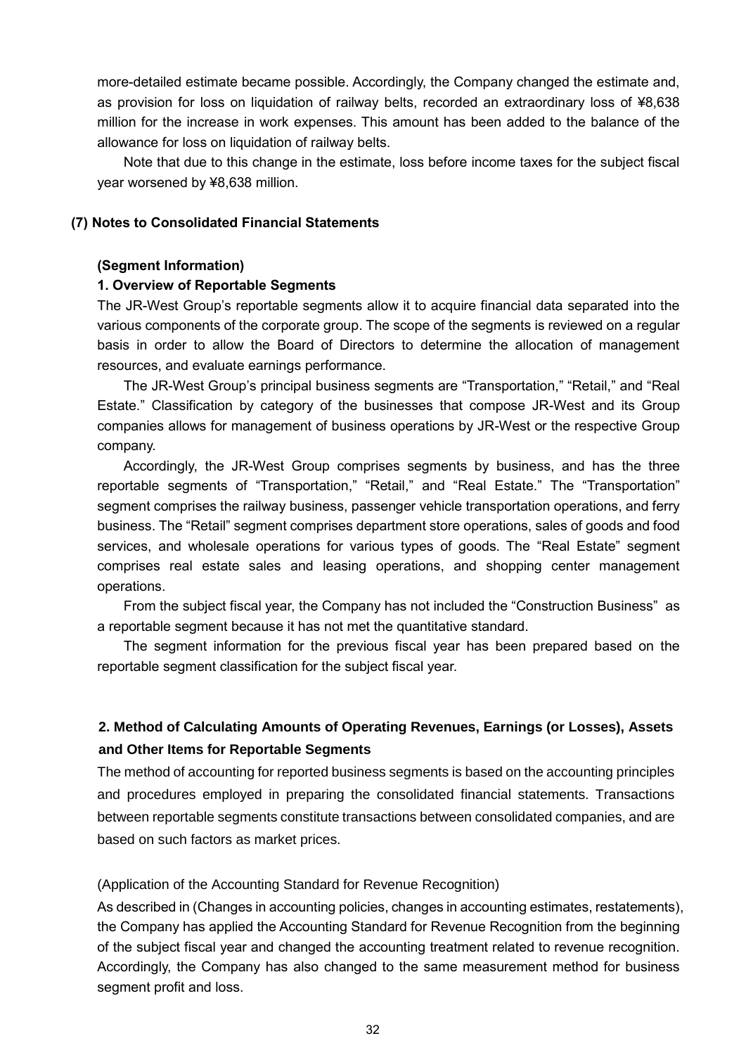more-detailed estimate became possible. Accordingly, the Company changed the estimate and, as provision for loss on liquidation of railway belts, recorded an extraordinary loss of ¥8,638 million for the increase in work expenses. This amount has been added to the balance of the allowance for loss on liquidation of railway belts.

Note that due to this change in the estimate, loss before income taxes for the subject fiscal year worsened by ¥8,638 million.

### (7) Notes to Consolidated Financial Statements

#### (Segment Information)

#### 1. Overview of Reportable Segments

The JR-West Group's reportable segments allow it to acquire financial data separated into the various components of the corporate group. The scope of the segments is reviewed on a regular basis in order to allow the Board of Directors to determine the allocation of management resources, and evaluate earnings performance.

The JR-West Group's principal business segments are "Transportation," "Retail," and "Real Estate." Classification by category of the businesses that compose JR-West and its Group companies allows for management of business operations by JR-West or the respective Group company.

Accordingly, the JR-West Group comprises segments by business, and has the three reportable segments of "Transportation," "Retail," and "Real Estate." The "Transportation" segment comprises the railway business, passenger vehicle transportation operations, and ferry business. The "Retail" segment comprises department store operations, sales of goods and food services, and wholesale operations for various types of goods. The "Real Estate" segment comprises real estate sales and leasing operations, and shopping center management operations.

From the subject fiscal year, the Company has not included the "Construction Business" as a reportable segment because it has not met the quantitative standard.

The segment information for the previous fiscal year has been prepared based on the reportable segment classification for the subject fiscal year.

#### 2. Method of Calculating Amounts of Operating Revenues, Earnings (or Losses), Assets and Other Items for Reportable Segments

The method of accounting for reported business segments is based on the accounting principles and procedures employed in preparing the consolidated financial statements. Transactions between reportable segments constitute transactions between consolidated companies, and are based on such factors as market prices.

(Application of the Accounting Standard for Revenue Recognition)

As described in (Changes in accounting policies, changes in accounting estimates, restatements), the Company has applied the Accounting Standard for Revenue Recognition from the beginning of the subject fiscal year and changed the accounting treatment related to revenue recognition. Accordingly, the Company has also changed to the same measurement method for business segment profit and loss.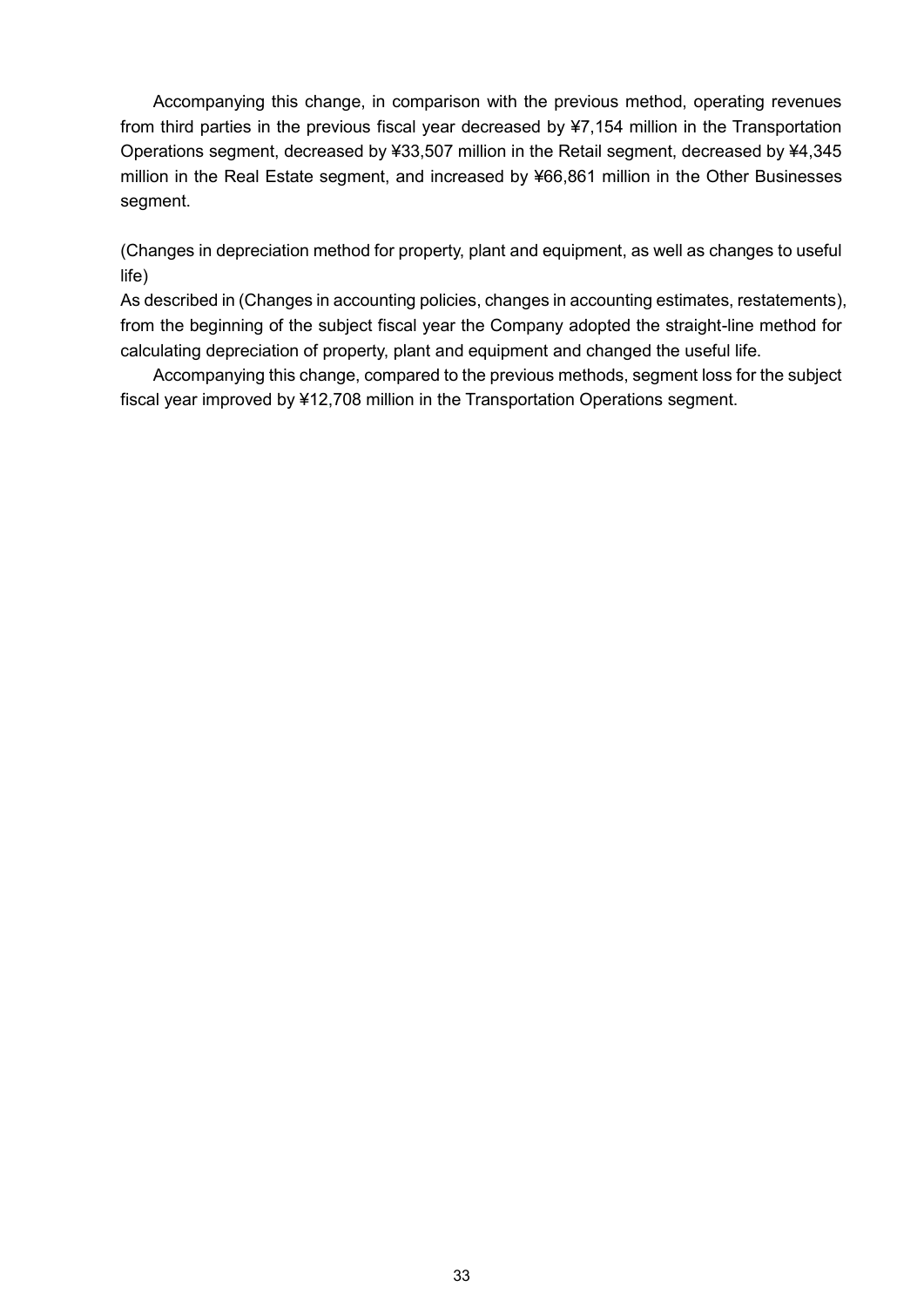Accompanying this change, in comparison with the previous method, operating revenues from third parties in the previous fiscal year decreased by ¥7,154 million in the Transportation Operations segment, decreased by ¥33,507 million in the Retail segment, decreased by ¥4,345 million in the Real Estate segment, and increased by ¥66,861 million in the Other Businesses segment.

(Changes in depreciation method for property, plant and equipment, as well as changes to useful life)

As described in (Changes in accounting policies, changes in accounting estimates, restatements), from the beginning of the subject fiscal year the Company adopted the straight-line method for calculating depreciation of property, plant and equipment and changed the useful life.

Accompanying this change, compared to the previous methods, segment loss for the subject fiscal year improved by ¥12,708 million in the Transportation Operations segment.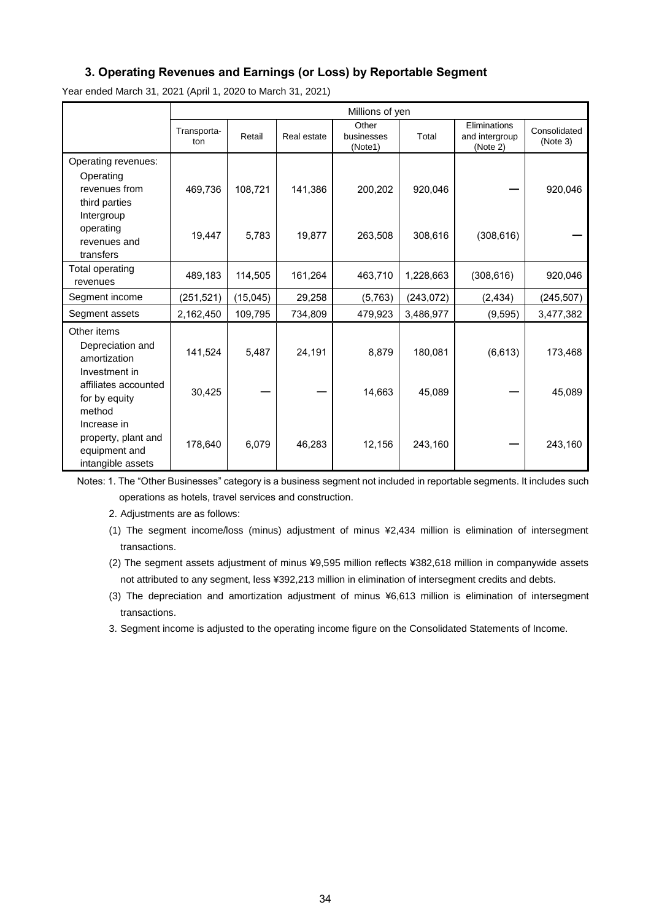### 3. Operating Revenues and Earnings (or Loss) by Reportable Segment

Year ended March 31, 2021 (April 1, 2020 to March 31, 2021)

| | Millions of yen | | | | | | |
|---|---|---|---|---|---|---|---|
| | Transporta-ton | Retail | Real estate | Other businesses (Note1) | Total | Eliminations and intergroup (Note 2) | Consolidated (Note 3) |
| Operating revenues: | | | | | | | |
| Operating revenues from third parties | 469,736 | 108,721 | 141,386 | 200,202 | 920,046 | ― | 920,046 |
| Intergroup operating revenues and transfers | 19,447 | 5,783 | 19,877 | 263,508 | 308,616 | (308,616) | ― |
| Total operating revenues | 489,183 | 114,505 | 161,264 | 463,710 | 1,228,663 | (308,616) | 920,046 |
| Segment income | (251,521) | (15,045) | 29,258 | (5,763) | (243,072) | (2,434) | (245,507) |
| Segment assets | 2,162,450 | 109,795 | 734,809 | 479,923 | 3,486,977 | (9,595) | 3,477,382 |
| Other items | | | | | | | |
| Depreciation and amortization | 141,524 | 5,487 | 24,191 | 8,879 | 180,081 | (6,613) | 173,468 |
| Investment in affiliates accounted for by equity method | 30,425 | ― | ― | 14,663 | 45,089 | ― | 45,089 |
| Increase in property, plant and equipment and intangible assets | 178,640 | 6,079 | 46,283 | 12,156 | 243,160 | ― | 243,160 |

Notes: 1. The "Other Businesses" category is a business segment not included in reportable segments. It includes such operations as hotels, travel services and construction.

2. Adjustments are as follows:

(1) The segment income/loss (minus) adjustment of minus ¥2,434 million is elimination of intersegment transactions.

(2) The segment assets adjustment of minus ¥9,595 million reflects ¥382,618 million in companywide assets not attributed to any segment, less ¥392,213 million in elimination of intersegment credits and debts.

(3) The depreciation and amortization adjustment of minus ¥6,613 million is elimination of intersegment transactions.

3. Segment income is adjusted to the operating income figure on the Consolidated Statements of Income.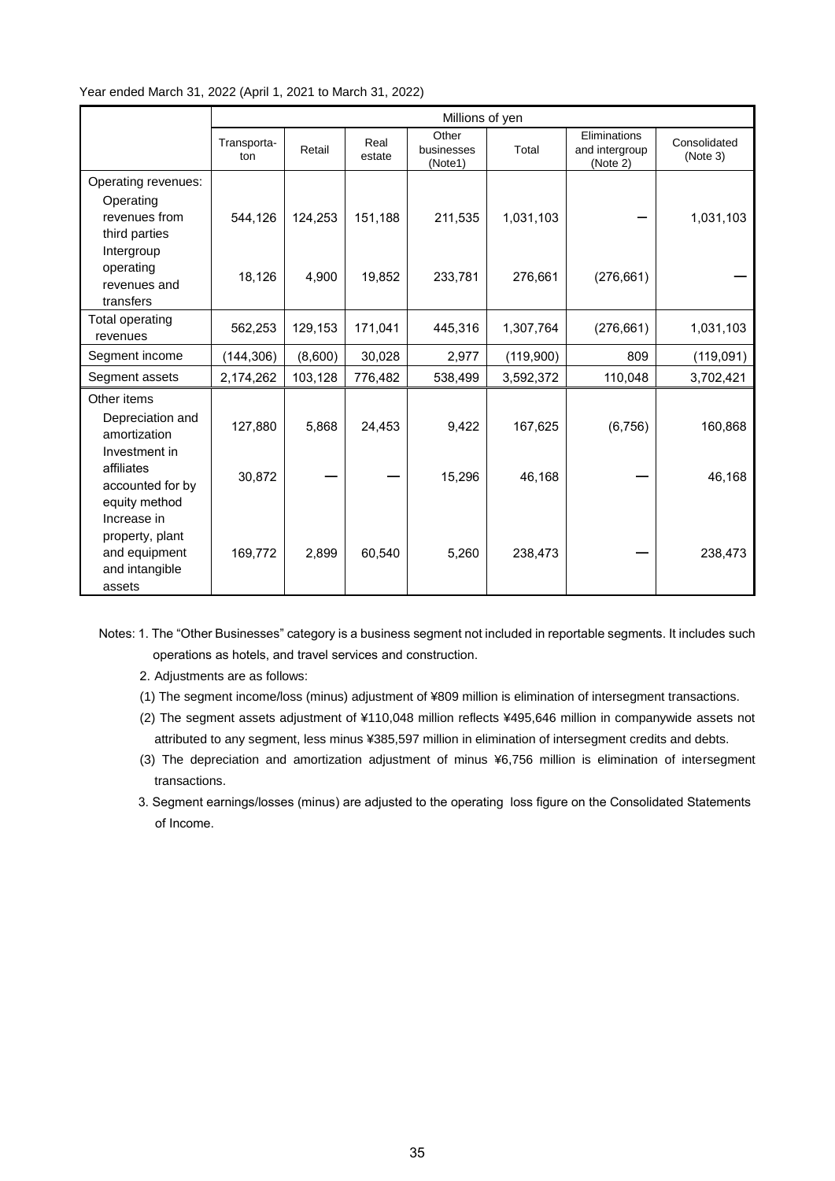Year ended March 31, 2022 (April 1, 2021 to March 31, 2022)

| | Millions of yen | | | | | | |
|---|---|---|---|---|---|---|---|
| | Transporta-ton | Retail | Real estate | Other businesses (Note1) | Total | Eliminations and intergroup (Note 2) | Consolidated (Note 3) |
| Operating revenues: | | | | | | | |
| Operating revenues from third parties | 544,126 | 124,253 | 151,188 | 211,535 | 1,031,103 | ― | 1,031,103 |
| Intergroup operating revenues and transfers | 18,126 | 4,900 | 19,852 | 233,781 | 276,661 | (276,661) | ― |
| Total operating revenues | 562,253 | 129,153 | 171,041 | 445,316 | 1,307,764 | (276,661) | 1,031,103 |
| Segment income | (144,306) | (8,600) | 30,028 | 2,977 | (119,900) | 809 | (119,091) |
| Segment assets | 2,174,262 | 103,128 | 776,482 | 538,499 | 3,592,372 | 110,048 | 3,702,421 |
| Other items | | | | | | | |
| Depreciation and amortization | 127,880 | 5,868 | 24,453 | 9,422 | 167,625 | (6,756) | 160,868 |
| Investment in affiliates accounted for by equity method | 30,872 | ― | ― | 15,296 | 46,168 | ― | 46,168 |
| Increase in property, plant and equipment and intangible assets | 169,772 | 2,899 | 60,540 | 5,260 | 238,473 | ― | 238,473 |

Notes: 1. The "Other Businesses" category is a business segment not included in reportable segments. It includes such operations as hotels, and travel services and construction.

2. Adjustments are as follows:

(1) The segment income/loss (minus) adjustment of ¥809 million is elimination of intersegment transactions.

(2) The segment assets adjustment of ¥110,048 million reflects ¥495,646 million in companywide assets not attributed to any segment, less minus ¥385,597 million in elimination of intersegment credits and debts.

(3) The depreciation and amortization adjustment of minus ¥6,756 million is elimination of intersegment transactions.

3. Segment earnings/losses (minus) are adjusted to the operating loss figure on the Consolidated Statements of Income.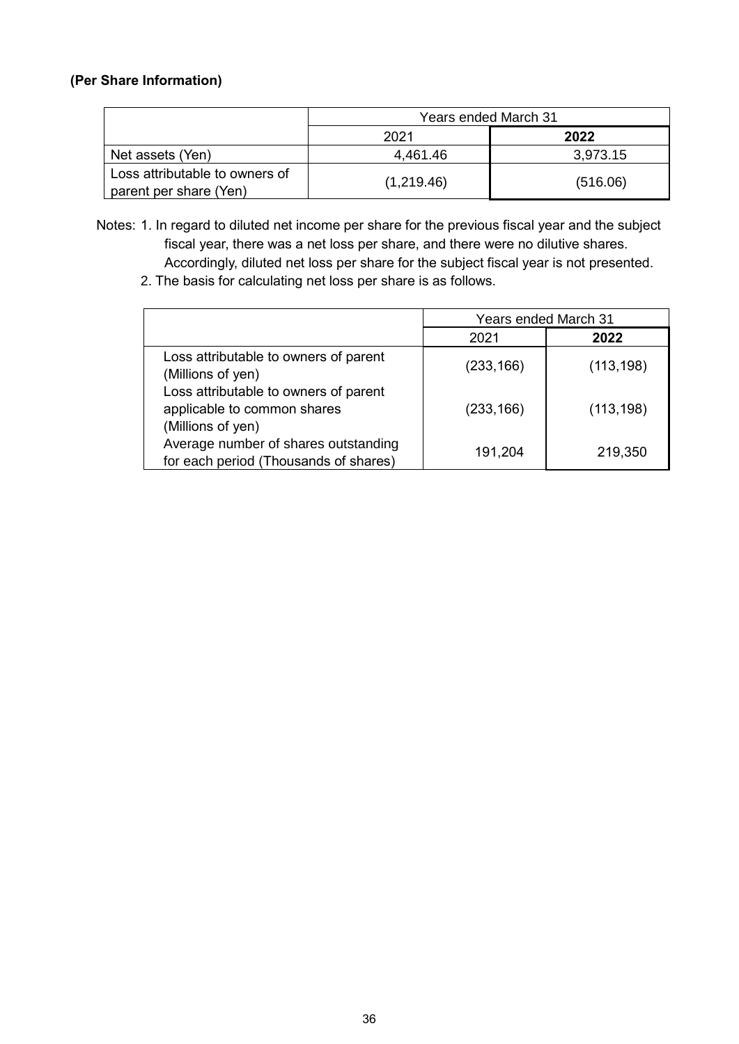**(Per Share Information)**

| | Years ended March 31 | |
|---|---|---|
| | 2021 | **2022** |
| Net assets (Yen) | 4,461.46 | 3,973.15 |
| Loss attributable to owners of parent per share (Yen) | (1,219.46) | (516.06) |

Notes: 1. In regard to diluted net income per share for the previous fiscal year and the subject fiscal year, there was a net loss per share, and there were no dilutive shares. Accordingly, diluted net loss per share for the subject fiscal year is not presented.

2. The basis for calculating net loss per share is as follows.

| | Years ended March 31 | |
|---|---|---|
| | 2021 | **2022** |
| Loss attributable to owners of parent (Millions of yen) | (233,166) | (113,198) |
| Loss attributable to owners of parent applicable to common shares (Millions of yen) | (233,166) | (113,198) |
| Average number of shares outstanding for each period (Thousands of shares) | 191,204 | 219,350 |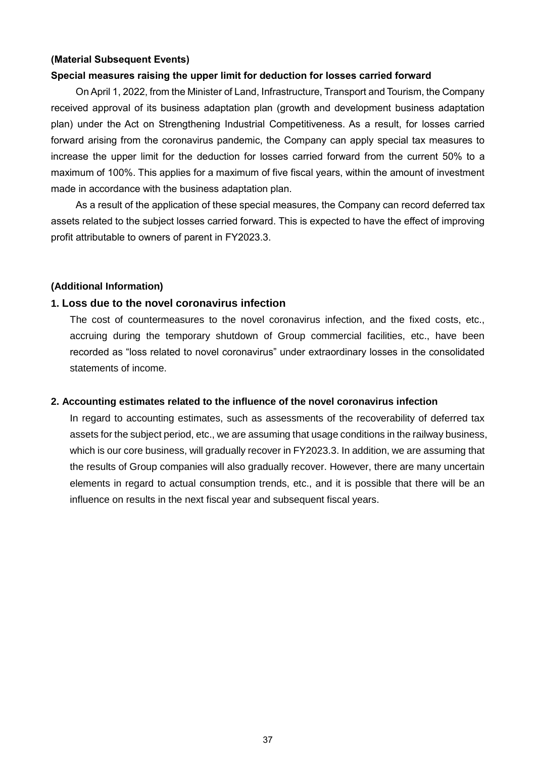**(Material Subsequent Events)**

**Special measures raising the upper limit for deduction for losses carried forward**

On April 1, 2022, from the Minister of Land, Infrastructure, Transport and Tourism, the Company received approval of its business adaptation plan (growth and development business adaptation plan) under the Act on Strengthening Industrial Competitiveness. As a result, for losses carried forward arising from the coronavirus pandemic, the Company can apply special tax measures to increase the upper limit for the deduction for losses carried forward from the current 50% to a maximum of 100%. This applies for a maximum of five fiscal years, within the amount of investment made in accordance with the business adaptation plan.

As a result of the application of these special measures, the Company can record deferred tax assets related to the subject losses carried forward. This is expected to have the effect of improving profit attributable to owners of parent in FY2023.3.

**(Additional Information)**

## 1. Loss due to the novel coronavirus infection

The cost of countermeasures to the novel coronavirus infection, and the fixed costs, etc., accruing during the temporary shutdown of Group commercial facilities, etc., have been recorded as “loss related to novel coronavirus” under extraordinary losses in the consolidated statements of income.

**2. Accounting estimates related to the influence of the novel coronavirus infection**

In regard to accounting estimates, such as assessments of the recoverability of deferred tax assets for the subject period, etc., we are assuming that usage conditions in the railway business, which is our core business, will gradually recover in FY2023.3. In addition, we are assuming that the results of Group companies will also gradually recover. However, there are many uncertain elements in regard to actual consumption trends, etc., and it is possible that there will be an influence on results in the next fiscal year and subsequent fiscal years.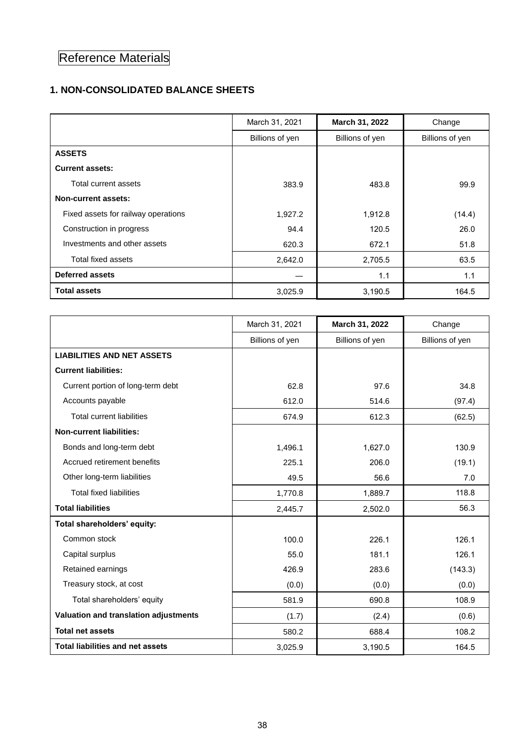# Reference Materials

## 1. NON-CONSOLIDATED BALANCE SHEETS

| | March 31, 2021 | **March 31, 2022** | Change |
|---|---|---|---|
| | Billions of yen | Billions of yen | Billions of yen |
| **ASSETS** | | | |
| **Current assets:** | | | |
| Total current assets | 383.9 | 483.8 | 99.9 |
| **Non-current assets:** | | | |
| Fixed assets for railway operations | 1,927.2 | 1,912.8 | (14.4) |
| Construction in progress | 94.4 | 120.5 | 26.0 |
| Investments and other assets | 620.3 | 672.1 | 51.8 |
| Total fixed assets | 2,642.0 | 2,705.5 | 63.5 |
| **Deferred assets** | — | 1.1 | 1.1 |
| **Total assets** | 3,025.9 | 3,190.5 | 164.5 |

| | March 31, 2021 | **March 31, 2022** | Change |
|---|---|---|---|
| | Billions of yen | Billions of yen | Billions of yen |
| **LIABILITIES AND NET ASSETS** | | | |
| **Current liabilities:** | | | |
| Current portion of long-term debt | 62.8 | 97.6 | 34.8 |
| Accounts payable | 612.0 | 514.6 | (97.4) |
| Total current liabilities | 674.9 | 612.3 | (62.5) |
| **Non-current liabilities:** | | | |
| Bonds and long-term debt | 1,496.1 | 1,627.0 | 130.9 |
| Accrued retirement benefits | 225.1 | 206.0 | (19.1) |
| Other long-term liabilities | 49.5 | 56.6 | 7.0 |
| Total fixed liabilities | 1,770.8 | 1,889.7 | 118.8 |
| **Total liabilities** | 2,445.7 | 2,502.0 | 56.3 |
| **Total shareholders' equity:** | | | |
| Common stock | 100.0 | 226.1 | 126.1 |
| Capital surplus | 55.0 | 181.1 | 126.1 |
| Retained earnings | 426.9 | 283.6 | (143.3) |
| Treasury stock, at cost | (0.0) | (0.0) | (0.0) |
| Total shareholders' equity | 581.9 | 690.8 | 108.9 |
| **Valuation and translation adjustments** | (1.7) | (2.4) | (0.6) |
| **Total net assets** | 580.2 | 688.4 | 108.2 |
| **Total liabilities and net assets** | 3,025.9 | 3,190.5 | 164.5 |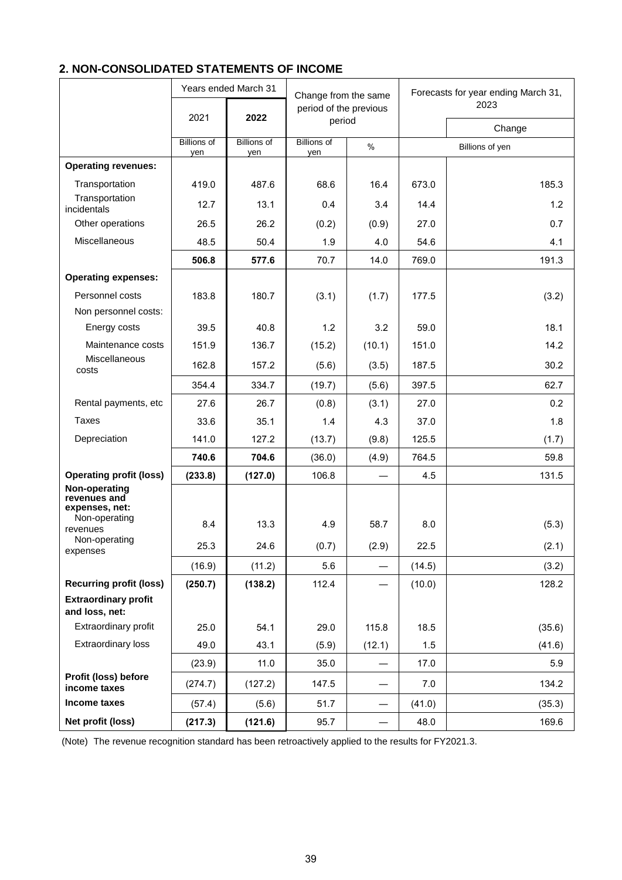## 2. NON-CONSOLIDATED STATEMENTS OF INCOME

| | Years ended March 31 | | Change from the same period of the previous period | | Forecasts for year ending March 31, 2023 | |
|---|---|---|---|---|---|---|
| | 2021 | **2022** | | | | Change |
| | Billions of yen | Billions of yen | Billions of yen | % | Billions of yen | |
| **Operating revenues:** | | | | | | |
| Transportation | 419.0 | 487.6 | 68.6 | 16.4 | 673.0 | 185.3 |
| Transportation incidentals | 12.7 | 13.1 | 0.4 | 3.4 | 14.4 | 1.2 |
| Other operations | 26.5 | 26.2 | (0.2) | (0.9) | 27.0 | 0.7 |
| Miscellaneous | 48.5 | 50.4 | 1.9 | 4.0 | 54.6 | 4.1 |
| | **506.8** | **577.6** | 70.7 | 14.0 | 769.0 | 191.3 |
| **Operating expenses:** | | | | | | |
| Personnel costs | 183.8 | 180.7 | (3.1) | (1.7) | 177.5 | (3.2) |
| Non personnel costs: | | | | | | |
| Energy costs | 39.5 | 40.8 | 1.2 | 3.2 | 59.0 | 18.1 |
| Maintenance costs | 151.9 | 136.7 | (15.2) | (10.1) | 151.0 | 14.2 |
| Miscellaneous costs | 162.8 | 157.2 | (5.6) | (3.5) | 187.5 | 30.2 |
| | 354.4 | 334.7 | (19.7) | (5.6) | 397.5 | 62.7 |
| Rental payments, etc | 27.6 | 26.7 | (0.8) | (3.1) | 27.0 | 0.2 |
| Taxes | 33.6 | 35.1 | 1.4 | 4.3 | 37.0 | 1.8 |
| Depreciation | 141.0 | 127.2 | (13.7) | (9.8) | 125.5 | (1.7) |
| | **740.6** | **704.6** | (36.0) | (4.9) | 764.5 | 59.8 |
| **Operating profit (loss)** | **(233.8)** | **(127.0)** | 106.8 | — | 4.5 | 131.5 |
| **Non-operating revenues and expenses, net:** | | | | | | |
| Non-operating revenues | 8.4 | 13.3 | 4.9 | 58.7 | 8.0 | (5.3) |
| Non-operating expenses | 25.3 | 24.6 | (0.7) | (2.9) | 22.5 | (2.1) |
| | (16.9) | (11.2) | 5.6 | — | (14.5) | (3.2) |
| **Recurring profit (loss)** | **(250.7)** | **(138.2)** | 112.4 | — | (10.0) | 128.2 |
| **Extraordinary profit and loss, net:** | | | | | | |
| Extraordinary profit | 25.0 | 54.1 | 29.0 | 115.8 | 18.5 | (35.6) |
| Extraordinary loss | 49.0 | 43.1 | (5.9) | (12.1) | 1.5 | (41.6) |
| | (23.9) | 11.0 | 35.0 | — | 17.0 | 5.9 |
| **Profit (loss) before income taxes** | (274.7) | (127.2) | 147.5 | — | 7.0 | 134.2 |
| **Income taxes** | (57.4) | (5.6) | 51.7 | — | (41.0) | (35.3) |
| **Net profit (loss)** | **(217.3)** | **(121.6)** | 95.7 | — | 48.0 | 169.6 |

(Note) The revenue recognition standard has been retroactively applied to the results for FY2021.3.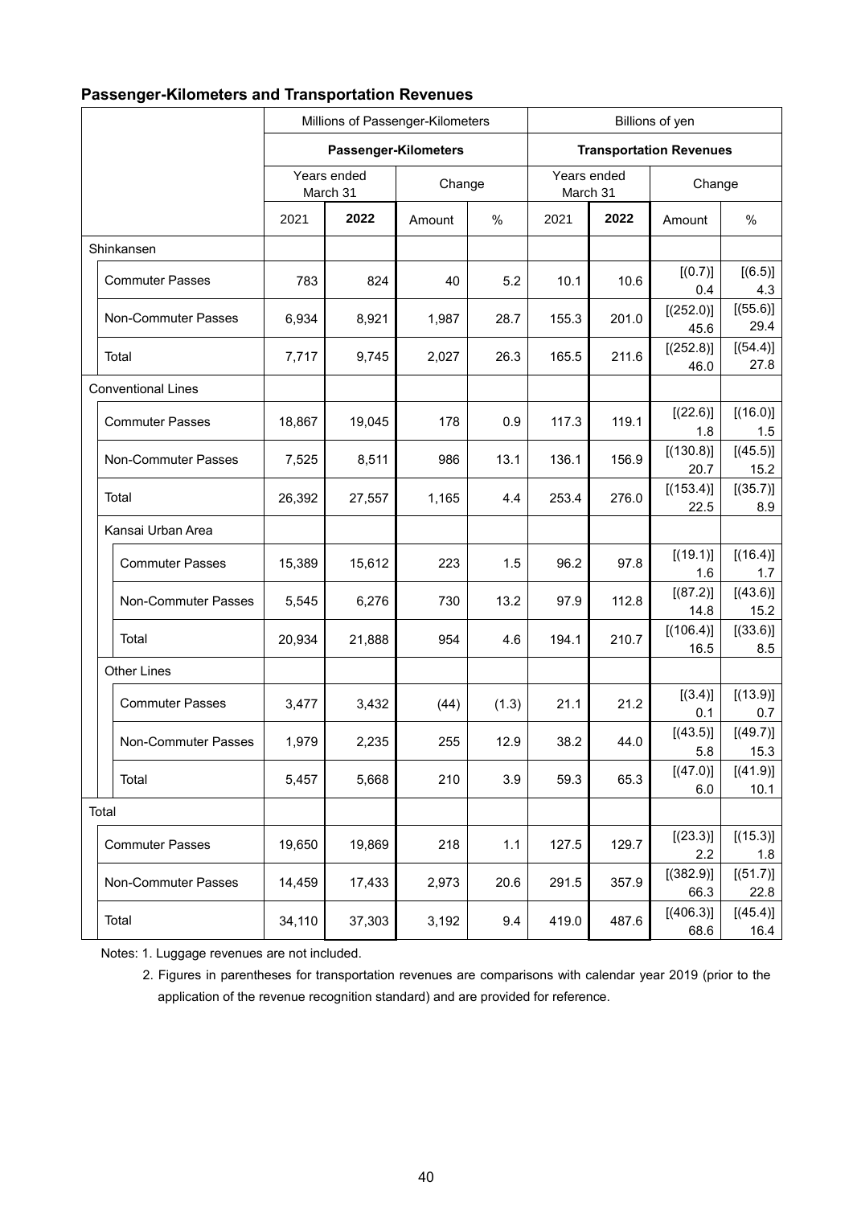## Passenger-Kilometers and Transportation Revenues

| | Millions of Passenger-Kilometers | | | | Billions of yen | | | |
|---|---|---|---|---|---|---|---|---|
| | **Passenger-Kilometers** | | | | **Transportation Revenues** | | | |
| | Years ended March 31 | | Change | | Years ended March 31 | | Change | |
| | 2021 | **2022** | Amount | % | 2021 | **2022** | Amount | % |
| Shinkansen | | | | | | | | |
| Commuter Passes | 783 | 824 | 40 | 5.2 | 10.1 | 10.6 | [(0.7)] 0.4 | [(6.5)] 4.3 |
| Non-Commuter Passes | 6,934 | 8,921 | 1,987 | 28.7 | 155.3 | 201.0 | [(252.0)] 45.6 | [(55.6)] 29.4 |
| Total | 7,717 | 9,745 | 2,027 | 26.3 | 165.5 | 211.6 | [(252.8)] 46.0 | [(54.4)] 27.8 |
| Conventional Lines | | | | | | | | |
| Commuter Passes | 18,867 | 19,045 | 178 | 0.9 | 117.3 | 119.1 | [(22.6)] 1.8 | [(16.0)] 1.5 |
| Non-Commuter Passes | 7,525 | 8,511 | 986 | 13.1 | 136.1 | 156.9 | [(130.8)] 20.7 | [(45.5)] 15.2 |
| Total | 26,392 | 27,557 | 1,165 | 4.4 | 253.4 | 276.0 | [(153.4)] 22.5 | [(35.7)] 8.9 |
| Kansai Urban Area | | | | | | | | |
| Commuter Passes | 15,389 | 15,612 | 223 | 1.5 | 96.2 | 97.8 | [(19.1)] 1.6 | [(16.4)] 1.7 |
| Non-Commuter Passes | 5,545 | 6,276 | 730 | 13.2 | 97.9 | 112.8 | [(87.2)] 14.8 | [(43.6)] 15.2 |
| Total | 20,934 | 21,888 | 954 | 4.6 | 194.1 | 210.7 | [(106.4)] 16.5 | [(33.6)] 8.5 |
| Other Lines | | | | | | | | |
| Commuter Passes | 3,477 | 3,432 | (44) | (1.3) | 21.1 | 21.2 | [(3.4)] 0.1 | [(13.9)] 0.7 |
| Non-Commuter Passes | 1,979 | 2,235 | 255 | 12.9 | 38.2 | 44.0 | [(43.5)] 5.8 | [(49.7)] 15.3 |
| Total | 5,457 | 5,668 | 210 | 3.9 | 59.3 | 65.3 | [(47.0)] 6.0 | [(41.9)] 10.1 |
| Total | | | | | | | | |
| Commuter Passes | 19,650 | 19,869 | 218 | 1.1 | 127.5 | 129.7 | [(23.3)] 2.2 | [(15.3)] 1.8 |
| Non-Commuter Passes | 14,459 | 17,433 | 2,973 | 20.6 | 291.5 | 357.9 | [(382.9)] 66.3 | [(51.7)] 22.8 |
| Total | 34,110 | 37,303 | 3,192 | 9.4 | 419.0 | 487.6 | [(406.3)] 68.6 | [(45.4)] 16.4 |

Notes: 1. Luggage revenues are not included.

2. Figures in parentheses for transportation revenues are comparisons with calendar year 2019 (prior to the application of the revenue recognition standard) and are provided for reference.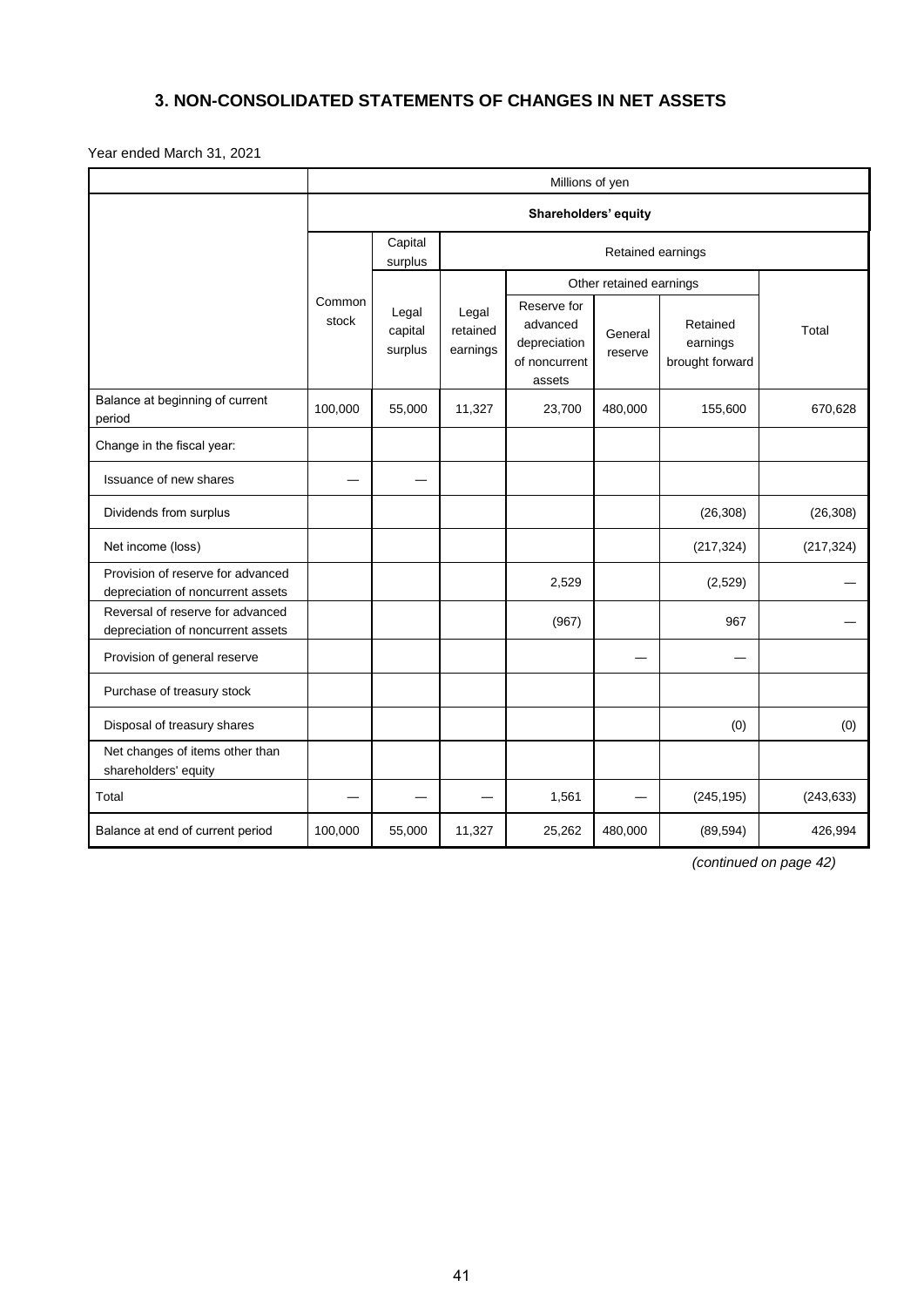## 3. NON-CONSOLIDATED STATEMENTS OF CHANGES IN NET ASSETS

Year ended March 31, 2021

| | Millions of yen | | | | | | |
|---|---|---|---|---|---|---|---|
| | Shareholders' equity | | | | | | |
| | | Capital surplus | Retained earnings | | | | |
| | | | | Other retained earnings | | | |
| | Common stock | Legal capital surplus | Legal retained earnings | Reserve for advanced depreciation of noncurrent assets | General reserve | Retained earnings brought forward | Total |
| Balance at beginning of current period | 100,000 | 55,000 | 11,327 | 23,700 | 480,000 | 155,600 | 670,628 |
| Change in the fiscal year: | | | | | | | |
| Issuance of new shares | — | — | | | | | |
| Dividends from surplus | | | | | | (26,308) | (26,308) |
| Net income (loss) | | | | | | (217,324) | (217,324) |
| Provision of reserve for advanced depreciation of noncurrent assets | | | | 2,529 | | (2,529) | — |
| Reversal of reserve for advanced depreciation of noncurrent assets | | | | (967) | | 967 | — |
| Provision of general reserve | | | | | — | — | |
| Purchase of treasury stock | | | | | | | |
| Disposal of treasury shares | | | | | | (0) | (0) |
| Net changes of items other than shareholders' equity | | | | | | | |
| Total | — | — | — | 1,561 | — | (245,195) | (243,633) |
| Balance at end of current period | 100,000 | 55,000 | 11,327 | 25,262 | 480,000 | (89,594) | 426,994 |

*(continued on page 42)*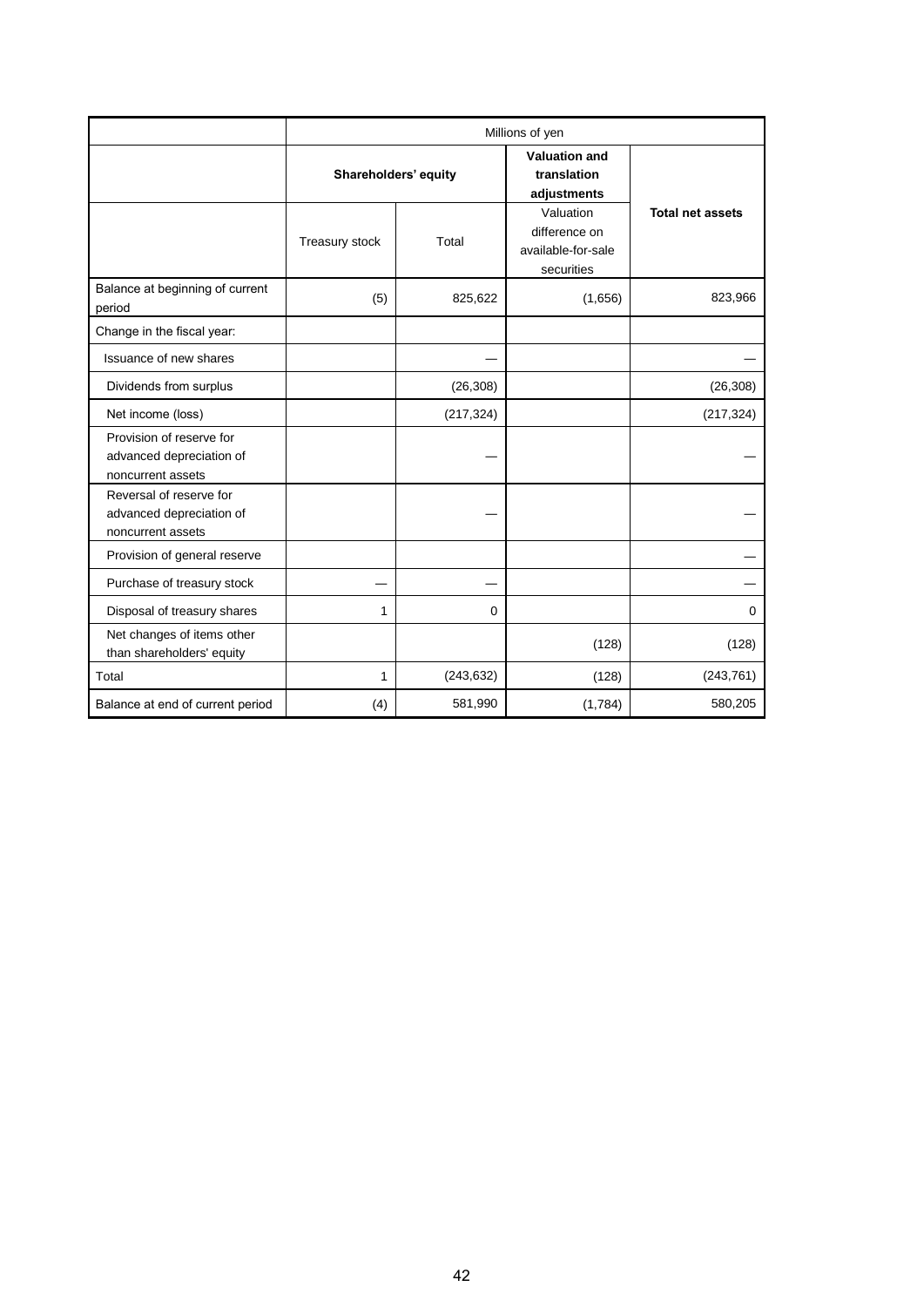| | Millions of yen | | | |
|---|---|---|---|---|
| | **Shareholders' equity** | | **Valuation and translation adjustments** | **Total net assets** |
| | Treasury stock | Total | Valuation difference on available-for-sale securities | |
| Balance at beginning of current period | (5) | 825,622 | (1,656) | 823,966 |
| Change in the fiscal year: | | | | |
| Issuance of new shares | | — | | — |
| Dividends from surplus | | (26,308) | | (26,308) |
| Net income (loss) | | (217,324) | | (217,324) |
| Provision of reserve for advanced depreciation of noncurrent assets | | — | | — |
| Reversal of reserve for advanced depreciation of noncurrent assets | | — | | — |
| Provision of general reserve | | | | — |
| Purchase of treasury stock | — | — | | — |
| Disposal of treasury shares | 1 | 0 | | 0 |
| Net changes of items other than shareholders' equity | | | (128) | (128) |
| Total | 1 | (243,632) | (128) | (243,761) |
| Balance at end of current period | (4) | 581,990 | (1,784) | 580,205 |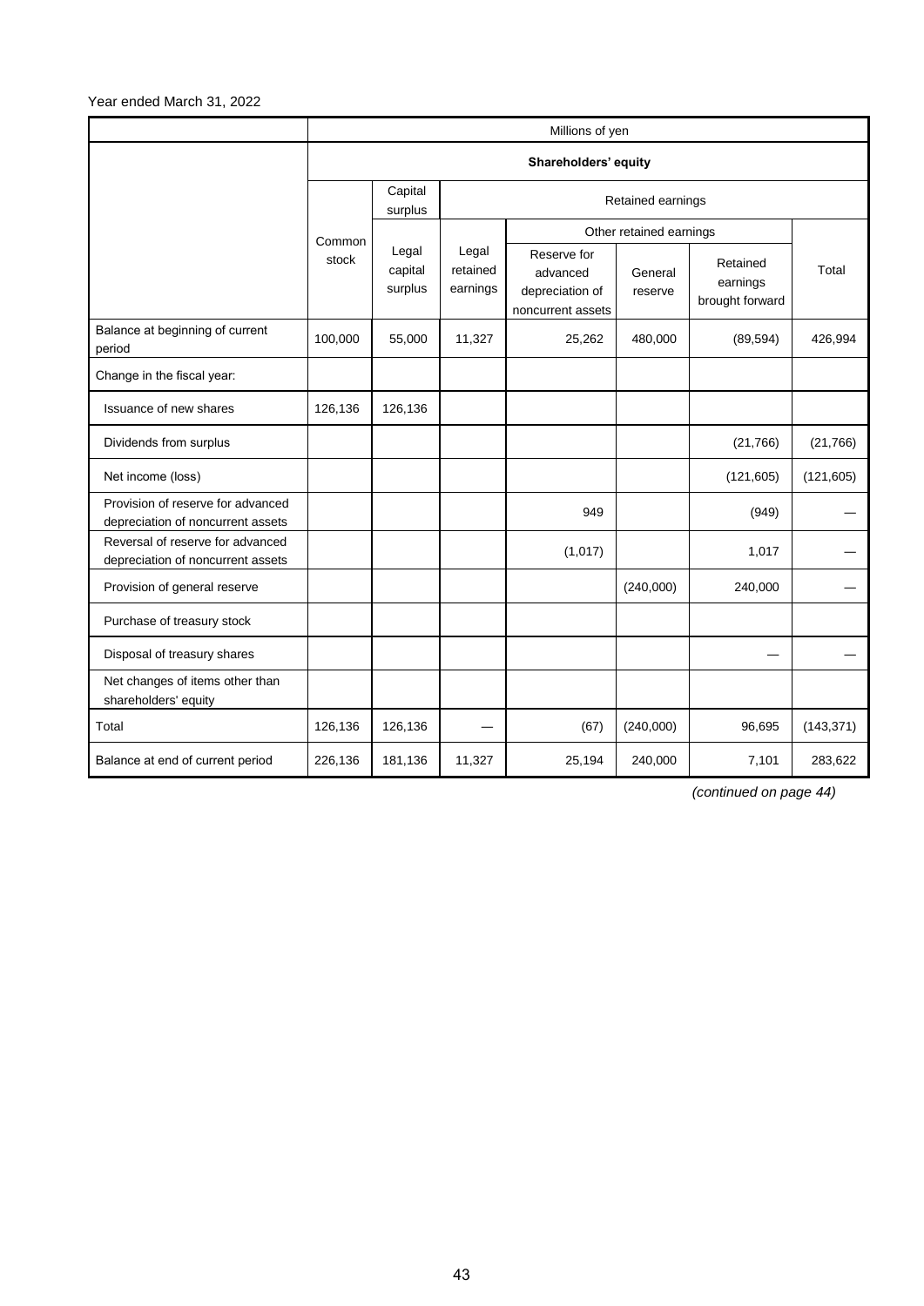Year ended March 31, 2022

| | Millions of yen | | | | | | |
|---|---|---|---|---|---|---|---|
| | Shareholders' equity | | | | | | |
| | Common stock | Capital surplus | Retained earnings | | | | |
| | | Legal capital surplus | Legal retained earnings | Other retained earnings | | | Total |
| | | | | Reserve for advanced depreciation of noncurrent assets | General reserve | Retained earnings brought forward | |
| Balance at beginning of current period | 100,000 | 55,000 | 11,327 | 25,262 | 480,000 | (89,594) | 426,994 |
| Change in the fiscal year: | | | | | | | |
| Issuance of new shares | 126,136 | 126,136 | | | | | |
| Dividends from surplus | | | | | | (21,766) | (21,766) |
| Net income (loss) | | | | | | (121,605) | (121,605) |
| Provision of reserve for advanced depreciation of noncurrent assets | | | | 949 | | (949) | — |
| Reversal of reserve for advanced depreciation of noncurrent assets | | | | (1,017) | | 1,017 | — |
| Provision of general reserve | | | | | (240,000) | 240,000 | — |
| Purchase of treasury stock | | | | | | | |
| Disposal of treasury shares | | | | | | — | — |
| Net changes of items other than shareholders' equity | | | | | | | |
| Total | 126,136 | 126,136 | — | (67) | (240,000) | 96,695 | (143,371) |
| Balance at end of current period | 226,136 | 181,136 | 11,327 | 25,194 | 240,000 | 7,101 | 283,622 |

*(continued on page 44)*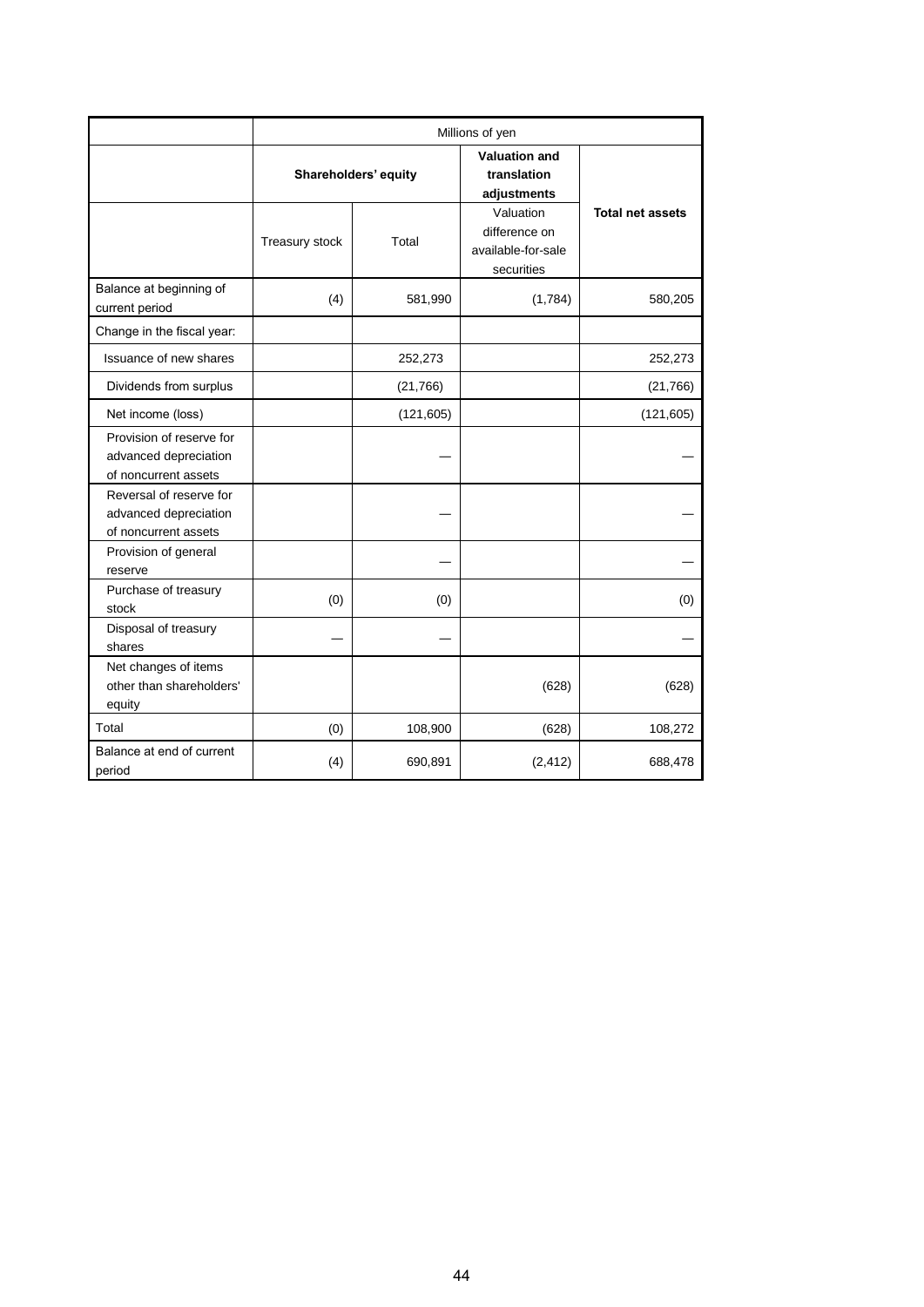| | Millions of yen | | | |
|---|---|---|---|---|
| | **Shareholders' equity** | | **Valuation and translation adjustments** | |
| | Treasury stock | Total | Valuation difference on available-for-sale securities | **Total net assets** |
| Balance at beginning of current period | (4) | 581,990 | (1,784) | 580,205 |
| Change in the fiscal year: | | | | |
| Issuance of new shares | | 252,273 | | 252,273 |
| Dividends from surplus | | (21,766) | | (21,766) |
| Net income (loss) | | (121,605) | | (121,605) |
| Provision of reserve for advanced depreciation of noncurrent assets | | — | | — |
| Reversal of reserve for advanced depreciation of noncurrent assets | | — | | — |
| Provision of general reserve | | — | | — |
| Purchase of treasury stock | (0) | (0) | | (0) |
| Disposal of treasury shares | — | — | | — |
| Net changes of items other than shareholders' equity | | | (628) | (628) |
| Total | (0) | 108,900 | (628) | 108,272 |
| Balance at end of current period | (4) | 690,891 | (2,412) | 688,478 |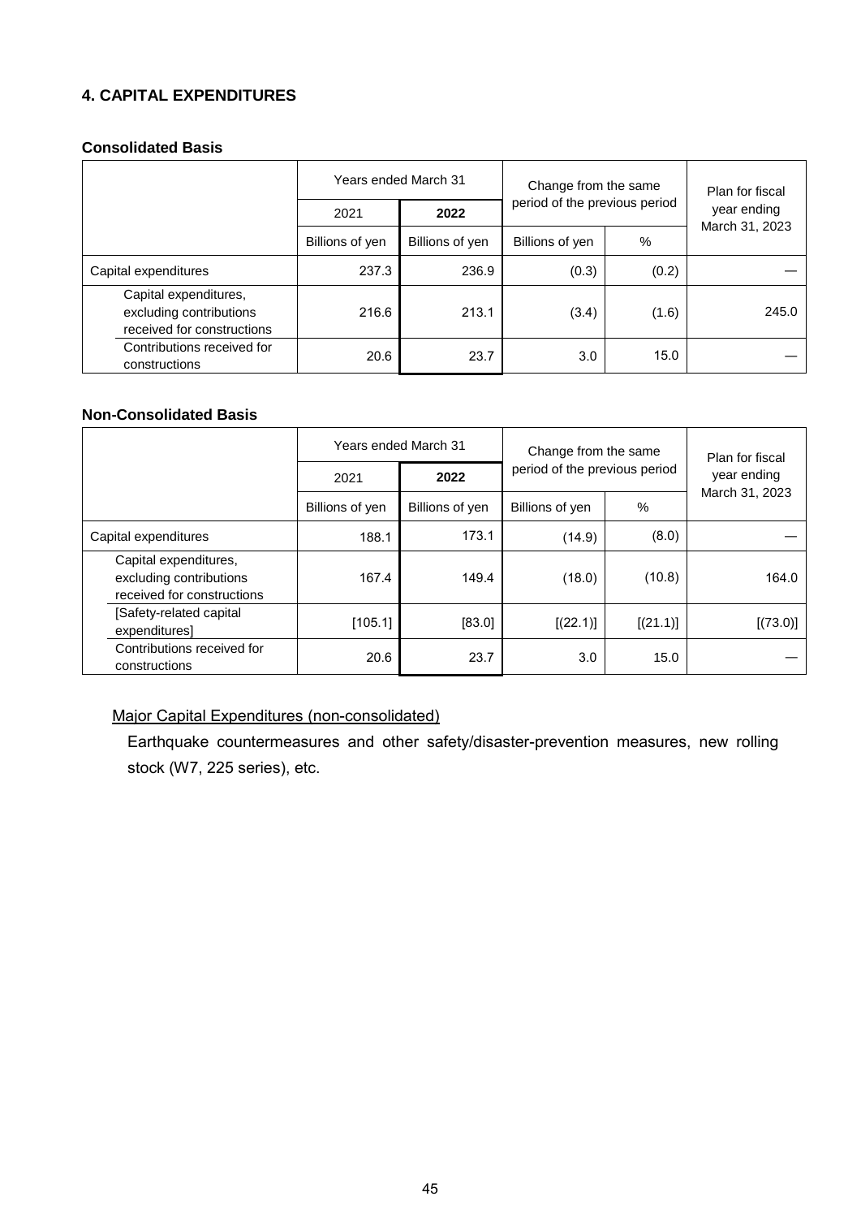## 4. CAPITAL EXPENDITURES

### Consolidated Basis

| | Years ended March 31 | | Change from the same period of the previous period | | Plan for fiscal year ending March 31, 2023 |
|---|---|---|---|---|---|
| | 2021 | **2022** | | | |
| | Billions of yen | Billions of yen | Billions of yen | % | |
| Capital expenditures | 237.3 | 236.9 | (0.3) | (0.2) | — |
| Capital expenditures, excluding contributions received for constructions | 216.6 | 213.1 | (3.4) | (1.6) | 245.0 |
| Contributions received for constructions | 20.6 | 23.7 | 3.0 | 15.0 | — |

### Non-Consolidated Basis

| | Years ended March 31 | | Change from the same period of the previous period | | Plan for fiscal year ending March 31, 2023 |
|---|---|---|---|---|---|
| | 2021 | **2022** | | | |
| | Billions of yen | Billions of yen | Billions of yen | % | |
| Capital expenditures | 188.1 | 173.1 | (14.9) | (8.0) | — |
| Capital expenditures, excluding contributions received for constructions | 167.4 | 149.4 | (18.0) | (10.8) | 164.0 |
| [Safety-related capital expenditures] | [105.1] | [83.0] | [(22.1)] | [(21.1)] | [(73.0)] |
| Contributions received for constructions | 20.6 | 23.7 | 3.0 | 15.0 | — |

Major Capital Expenditures (non-consolidated)

Earthquake countermeasures and other safety/disaster-prevention measures, new rolling stock (W7, 225 series), etc.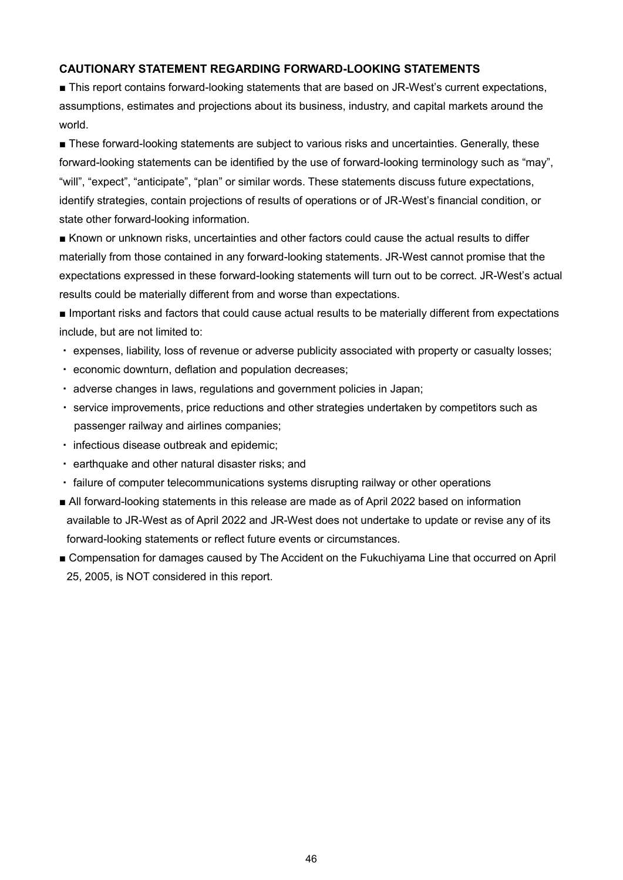**CAUTIONARY STATEMENT REGARDING FORWARD-LOOKING STATEMENTS**

■ This report contains forward-looking statements that are based on JR-West's current expectations, assumptions, estimates and projections about its business, industry, and capital markets around the world.

■ These forward-looking statements are subject to various risks and uncertainties. Generally, these forward-looking statements can be identified by the use of forward-looking terminology such as "may", "will", "expect", "anticipate", "plan" or similar words. These statements discuss future expectations, identify strategies, contain projections of results of operations or of JR-West's financial condition, or state other forward-looking information.

■ Known or unknown risks, uncertainties and other factors could cause the actual results to differ materially from those contained in any forward-looking statements. JR-West cannot promise that the expectations expressed in these forward-looking statements will turn out to be correct. JR-West's actual results could be materially different from and worse than expectations.

■ Important risks and factors that could cause actual results to be materially different from expectations include, but are not limited to:

- expenses, liability, loss of revenue or adverse publicity associated with property or casualty losses;
- economic downturn, deflation and population decreases;
- adverse changes in laws, regulations and government policies in Japan;
- service improvements, price reductions and other strategies undertaken by competitors such as passenger railway and airlines companies;
- infectious disease outbreak and epidemic;
- earthquake and other natural disaster risks; and
- failure of computer telecommunications systems disrupting railway or other operations

■ All forward-looking statements in this release are made as of April 2022 based on information available to JR-West as of April 2022 and JR-West does not undertake to update or revise any of its forward-looking statements or reflect future events or circumstances.

■ Compensation for damages caused by The Accident on the Fukuchiyama Line that occurred on April 25, 2005, is NOT considered in this report.